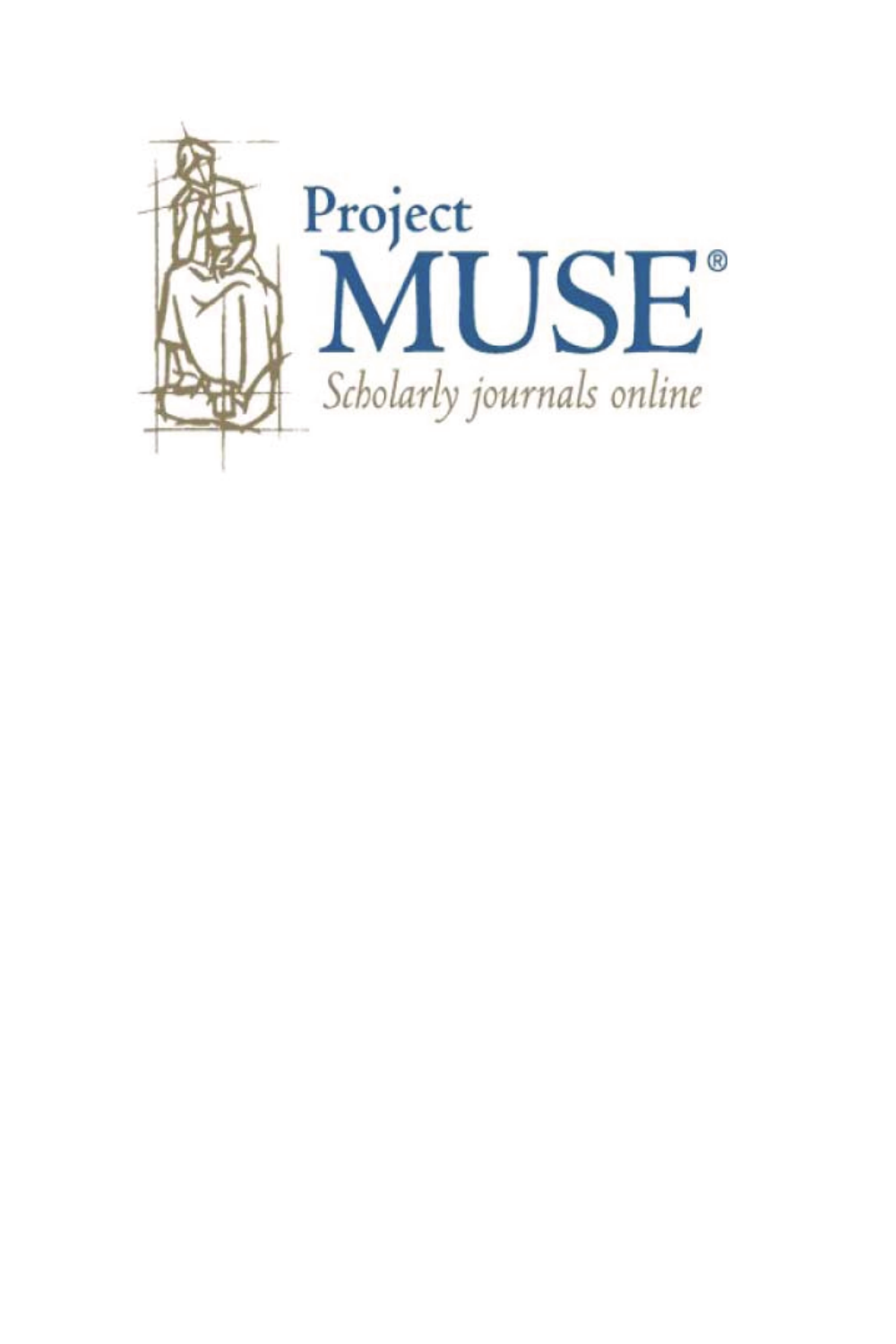Project
MUSE®
*Scholarly journals online*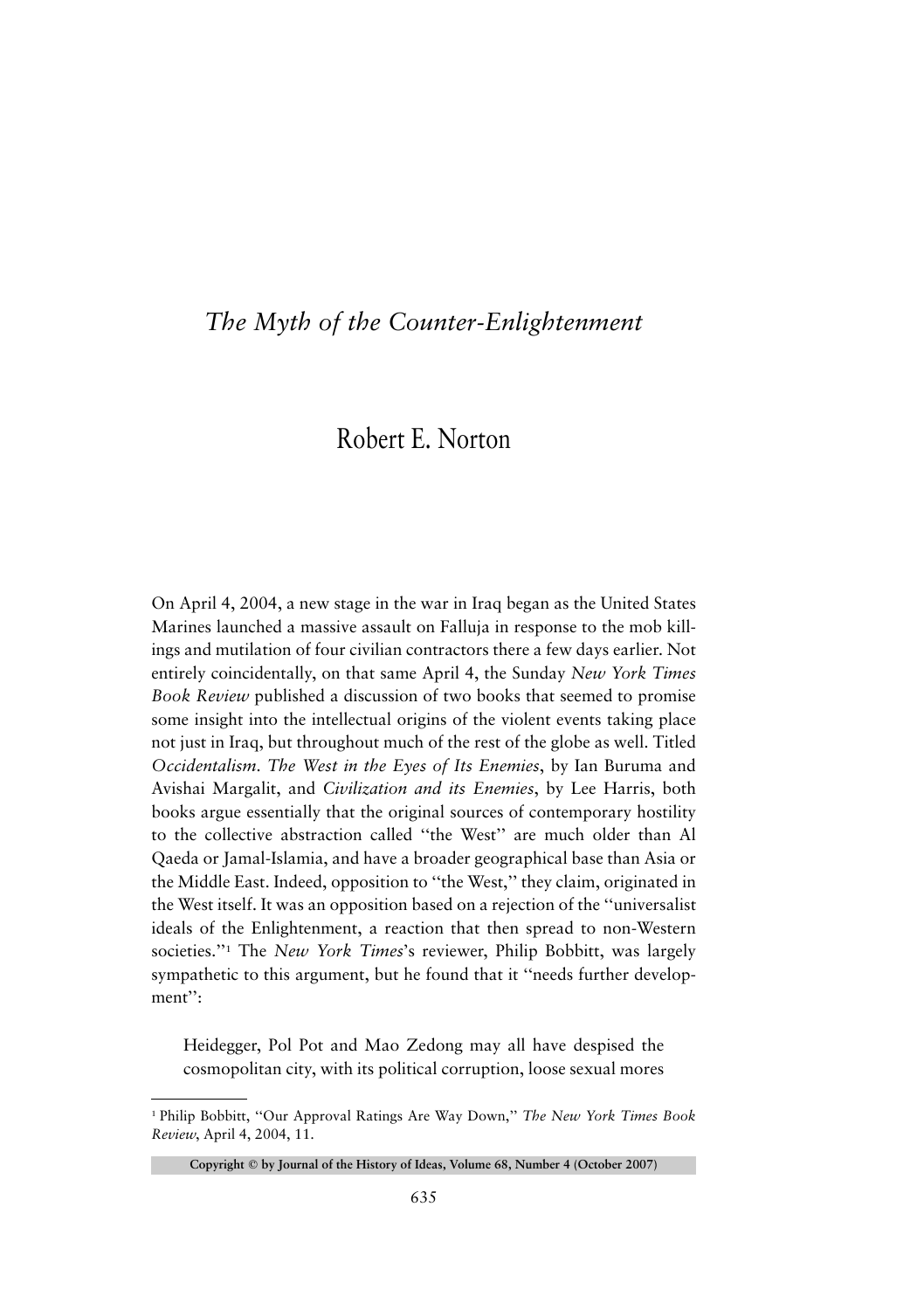# *The Myth of the Counter-Enlightenment*

## Robert E. Norton

On April 4, 2004, a new stage in the war in Iraq began as the United States Marines launched a massive assault on Falluja in response to the mob killings and mutilation of four civilian contractors there a few days earlier. Not entirely coincidentally, on that same April 4, the Sunday *New York Times Book Review* published a discussion of two books that seemed to promise some insight into the intellectual origins of the violent events taking place not just in Iraq, but throughout much of the rest of the globe as well. Titled *Occidentalism. The West in the Eyes of Its Enemies*, by Ian Buruma and Avishai Margalit, and *Civilization and its Enemies*, by Lee Harris, both books argue essentially that the original sources of contemporary hostility to the collective abstraction called "the West" are much older than Al Qaeda or Jamal-Islamia, and have a broader geographical base than Asia or the Middle East. Indeed, opposition to "the West," they claim, originated in the West itself. It was an opposition based on a rejection of the "universalist ideals of the Enlightenment, a reaction that then spread to non-Western societies."[1] The *New York Times*'s reviewer, Philip Bobbitt, was largely sympathetic to this argument, but he found that it "needs further development":

> Heidegger, Pol Pot and Mao Zedong may all have despised the cosmopolitan city, with its political corruption, loose sexual mores

---

[1] Philip Bobbitt, "Our Approval Ratings Are Way Down," *The New York Times Book Review*, April 4, 2004, 11.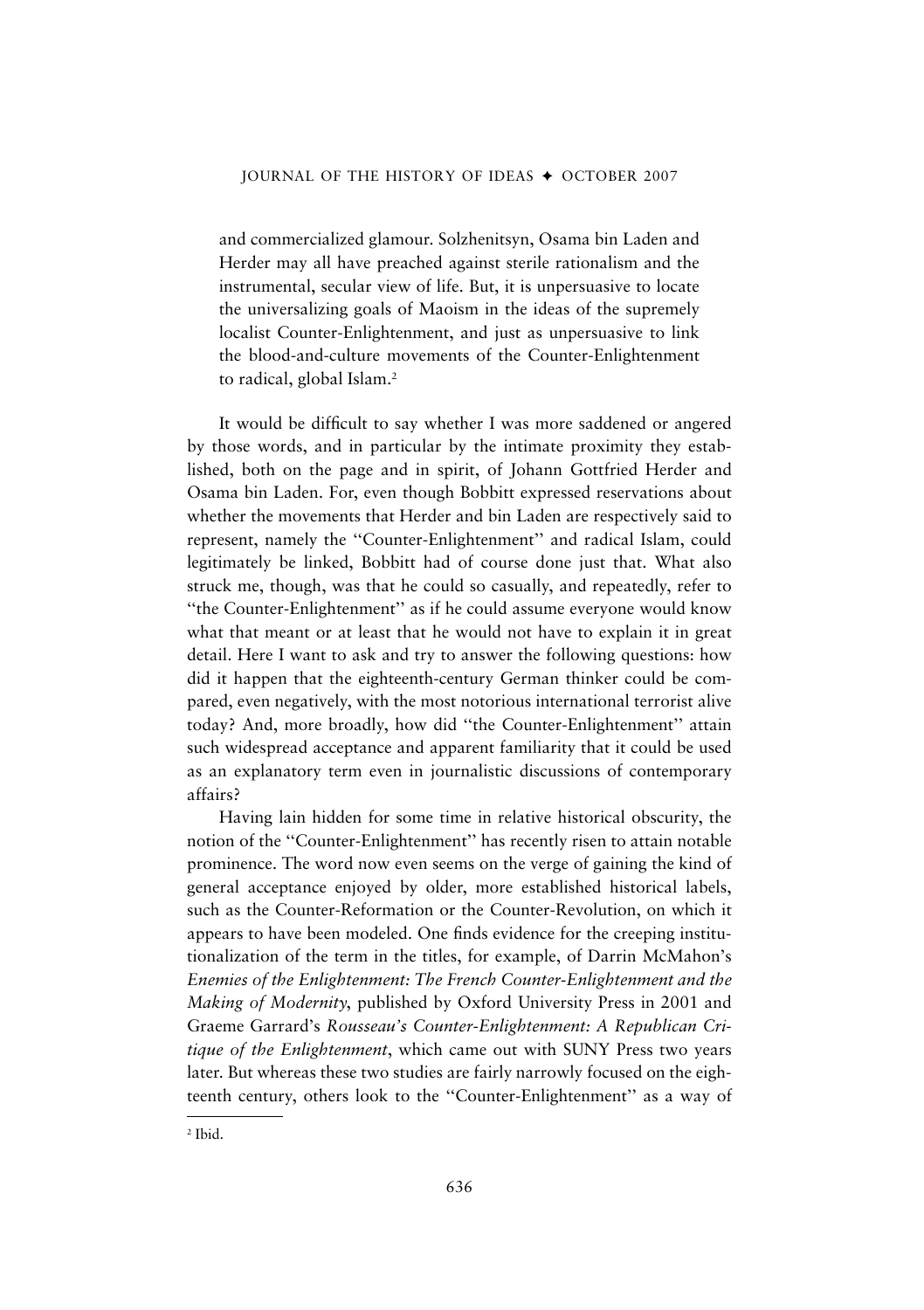> and commercialized glamour. Solzhenitsyn, Osama bin Laden and Herder may all have preached against sterile rationalism and the instrumental, secular view of life. But, it is unpersuasive to locate the universalizing goals of Maoism in the ideas of the supremely localist Counter-Enlightenment, and just as unpersuasive to link the blood-and-culture movements of the Counter-Enlightenment to radical, global Islam.[2]

It would be difficult to say whether I was more saddened or angered by those words, and in particular by the intimate proximity they established, both on the page and in spirit, of Johann Gottfried Herder and Osama bin Laden. For, even though Bobbitt expressed reservations about whether the movements that Herder and bin Laden are respectively said to represent, namely the "Counter-Enlightenment" and radical Islam, could legitimately be linked, Bobbitt had of course done just that. What also struck me, though, was that he could so casually, and repeatedly, refer to "the Counter-Enlightenment" as if he could assume everyone would know what that meant or at least that he would not have to explain it in great detail. Here I want to ask and try to answer the following questions: how did it happen that the eighteenth-century German thinker could be compared, even negatively, with the most notorious international terrorist alive today? And, more broadly, how did "the Counter-Enlightenment" attain such widespread acceptance and apparent familiarity that it could be used as an explanatory term even in journalistic discussions of contemporary affairs?

Having lain hidden for some time in relative historical obscurity, the notion of the "Counter-Enlightenment" has recently risen to attain notable prominence. The word now even seems on the verge of gaining the kind of general acceptance enjoyed by older, more established historical labels, such as the Counter-Reformation or the Counter-Revolution, on which it appears to have been modeled. One finds evidence for the creeping institutionalization of the term in the titles, for example, of Darrin McMahon's *Enemies of the Enlightenment: The French Counter-Enlightenment and the Making of Modernity*, published by Oxford University Press in 2001 and Graeme Garrard's *Rousseau's Counter-Enlightenment: A Republican Critique of the Enlightenment*, which came out with SUNY Press two years later. But whereas these two studies are fairly narrowly focused on the eighteenth century, others look to the "Counter-Enlightenment" as a way of

[2] Ibid.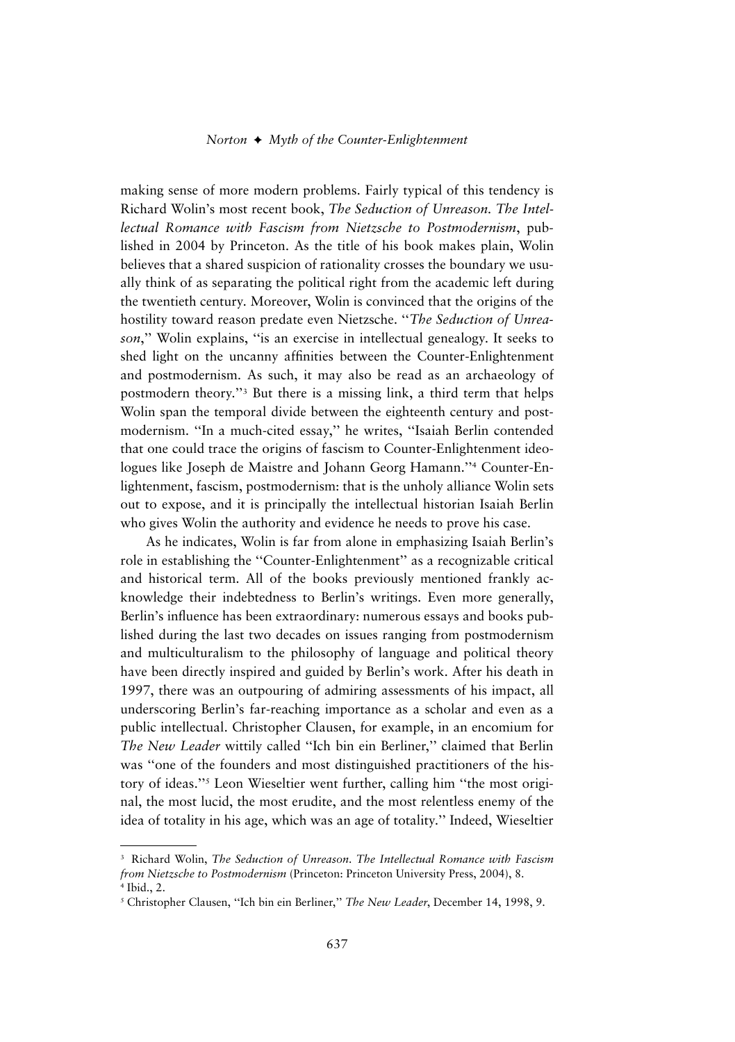making sense of more modern problems. Fairly typical of this tendency is Richard Wolin's most recent book, *The Seduction of Unreason. The Intellectual Romance with Fascism from Nietzsche to Postmodernism*, published in 2004 by Princeton. As the title of his book makes plain, Wolin believes that a shared suspicion of rationality crosses the boundary we usually think of as separating the political right from the academic left during the twentieth century. Moreover, Wolin is convinced that the origins of the hostility toward reason predate even Nietzsche. "*The Seduction of Unreason*," Wolin explains, "is an exercise in intellectual genealogy. It seeks to shed light on the uncanny affinities between the Counter-Enlightenment and postmodernism. As such, it may also be read as an archaeology of postmodern theory."[3] But there is a missing link, a third term that helps Wolin span the temporal divide between the eighteenth century and postmodernism. "In a much-cited essay," he writes, "Isaiah Berlin contended that one could trace the origins of fascism to Counter-Enlightenment ideologues like Joseph de Maistre and Johann Georg Hamann."[4] Counter-Enlightenment, fascism, postmodernism: that is the unholy alliance Wolin sets out to expose, and it is principally the intellectual historian Isaiah Berlin who gives Wolin the authority and evidence he needs to prove his case.

As he indicates, Wolin is far from alone in emphasizing Isaiah Berlin's role in establishing the "Counter-Enlightenment" as a recognizable critical and historical term. All of the books previously mentioned frankly acknowledge their indebtedness to Berlin's writings. Even more generally, Berlin's influence has been extraordinary: numerous essays and books published during the last two decades on issues ranging from postmodernism and multiculturalism to the philosophy of language and political theory have been directly inspired and guided by Berlin's work. After his death in 1997, there was an outpouring of admiring assessments of his impact, all underscoring Berlin's far-reaching importance as a scholar and even as a public intellectual. Christopher Clausen, for example, in an encomium for *The New Leader* wittily called "Ich bin ein Berliner," claimed that Berlin was "one of the founders and most distinguished practitioners of the history of ideas."[5] Leon Wieseltier went further, calling him "the most original, the most lucid, the most erudite, and the most relentless enemy of the idea of totality in his age, which was an age of totality." Indeed, Wieseltier

---

[3] Richard Wolin, *The Seduction of Unreason. The Intellectual Romance with Fascism from Nietzsche to Postmodernism* (Princeton: Princeton University Press, 2004), 8.

[4] Ibid., 2.

[5] Christopher Clausen, "Ich bin ein Berliner," *The New Leader*, December 14, 1998, 9.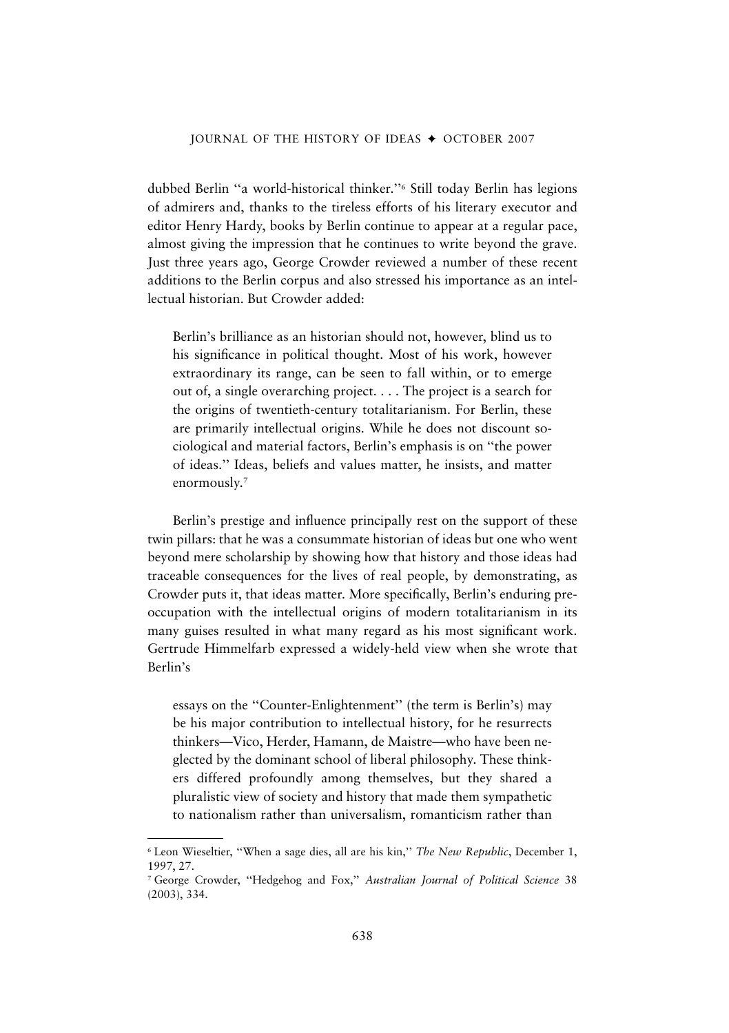dubbed Berlin "a world-historical thinker."[6] Still today Berlin has legions of admirers and, thanks to the tireless efforts of his literary executor and editor Henry Hardy, books by Berlin continue to appear at a regular pace, almost giving the impression that he continues to write beyond the grave. Just three years ago, George Crowder reviewed a number of these recent additions to the Berlin corpus and also stressed his importance as an intellectual historian. But Crowder added:

> Berlin's brilliance as an historian should not, however, blind us to his significance in political thought. Most of his work, however extraordinary its range, can be seen to fall within, or to emerge out of, a single overarching project. . . . The project is a search for the origins of twentieth-century totalitarianism. For Berlin, these are primarily intellectual origins. While he does not discount sociological and material factors, Berlin's emphasis is on "the power of ideas." Ideas, beliefs and values matter, he insists, and matter enormously.[7]

Berlin's prestige and influence principally rest on the support of these twin pillars: that he was a consummate historian of ideas but one who went beyond mere scholarship by showing how that history and those ideas had traceable consequences for the lives of real people, by demonstrating, as Crowder puts it, that ideas matter. More specifically, Berlin's enduring preoccupation with the intellectual origins of modern totalitarianism in its many guises resulted in what many regard as his most significant work. Gertrude Himmelfarb expressed a widely-held view when she wrote that Berlin's

> essays on the "Counter-Enlightenment" (the term is Berlin's) may be his major contribution to intellectual history, for he resurrects thinkers—Vico, Herder, Hamann, de Maistre—who have been neglected by the dominant school of liberal philosophy. These thinkers differed profoundly among themselves, but they shared a pluralistic view of society and history that made them sympathetic to nationalism rather than universalism, romanticism rather than

---

[6] Leon Wieseltier, "When a sage dies, all are his kin," *The New Republic*, December 1, 1997, 27.

[7] George Crowder, "Hedgehog and Fox," *Australian Journal of Political Science* 38 (2003), 334.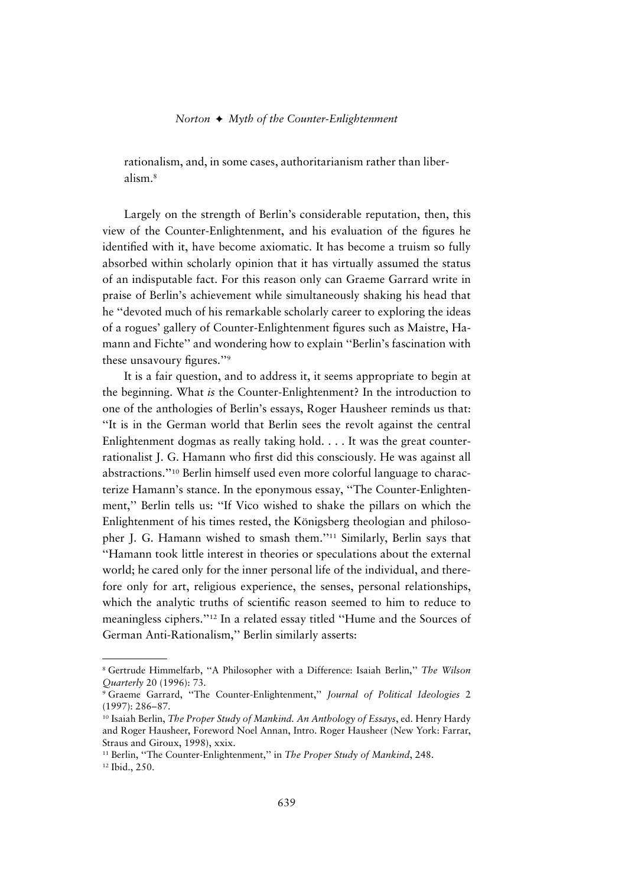rationalism, and, in some cases, authoritarianism rather than liberalism.[8]

Largely on the strength of Berlin's considerable reputation, then, this view of the Counter-Enlightenment, and his evaluation of the figures he identified with it, have become axiomatic. It has become a truism so fully absorbed within scholarly opinion that it has virtually assumed the status of an indisputable fact. For this reason only can Graeme Garrard write in praise of Berlin's achievement while simultaneously shaking his head that he "devoted much of his remarkable scholarly career to exploring the ideas of a rogues' gallery of Counter-Enlightenment figures such as Maistre, Hamann and Fichte" and wondering how to explain "Berlin's fascination with these unsavoury figures."[9]

It is a fair question, and to address it, it seems appropriate to begin at the beginning. What *is* the Counter-Enlightenment? In the introduction to one of the anthologies of Berlin's essays, Roger Hausheer reminds us that: "It is in the German world that Berlin sees the revolt against the central Enlightenment dogmas as really taking hold. . . . It was the great counter-rationalist J. G. Hamann who first did this consciously. He was against all abstractions."[10] Berlin himself used even more colorful language to characterize Hamann's stance. In the eponymous essay, "The Counter-Enlightenment," Berlin tells us: "If Vico wished to shake the pillars on which the Enlightenment of his times rested, the Königsberg theologian and philosopher J. G. Hamann wished to smash them."[11] Similarly, Berlin says that "Hamann took little interest in theories or speculations about the external world; he cared only for the inner personal life of the individual, and therefore only for art, religious experience, the senses, personal relationships, which the analytic truths of scientific reason seemed to him to reduce to meaningless ciphers."[12] In a related essay titled "Hume and the Sources of German Anti-Rationalism," Berlin similarly asserts:

---

[8] Gertrude Himmelfarb, "A Philosopher with a Difference: Isaiah Berlin," *The Wilson Quarterly* 20 (1996): 73.

[9] Graeme Garrard, "The Counter-Enlightenment," *Journal of Political Ideologies* 2 (1997): 286–87.

[10] Isaiah Berlin, *The Proper Study of Mankind. An Anthology of Essays*, ed. Henry Hardy and Roger Hausheer, Foreword Noel Annan, Intro. Roger Hausheer (New York: Farrar, Straus and Giroux, 1998), xxix.

[11] Berlin, "The Counter-Enlightenment," in *The Proper Study of Mankind*, 248.

[12] Ibid., 250.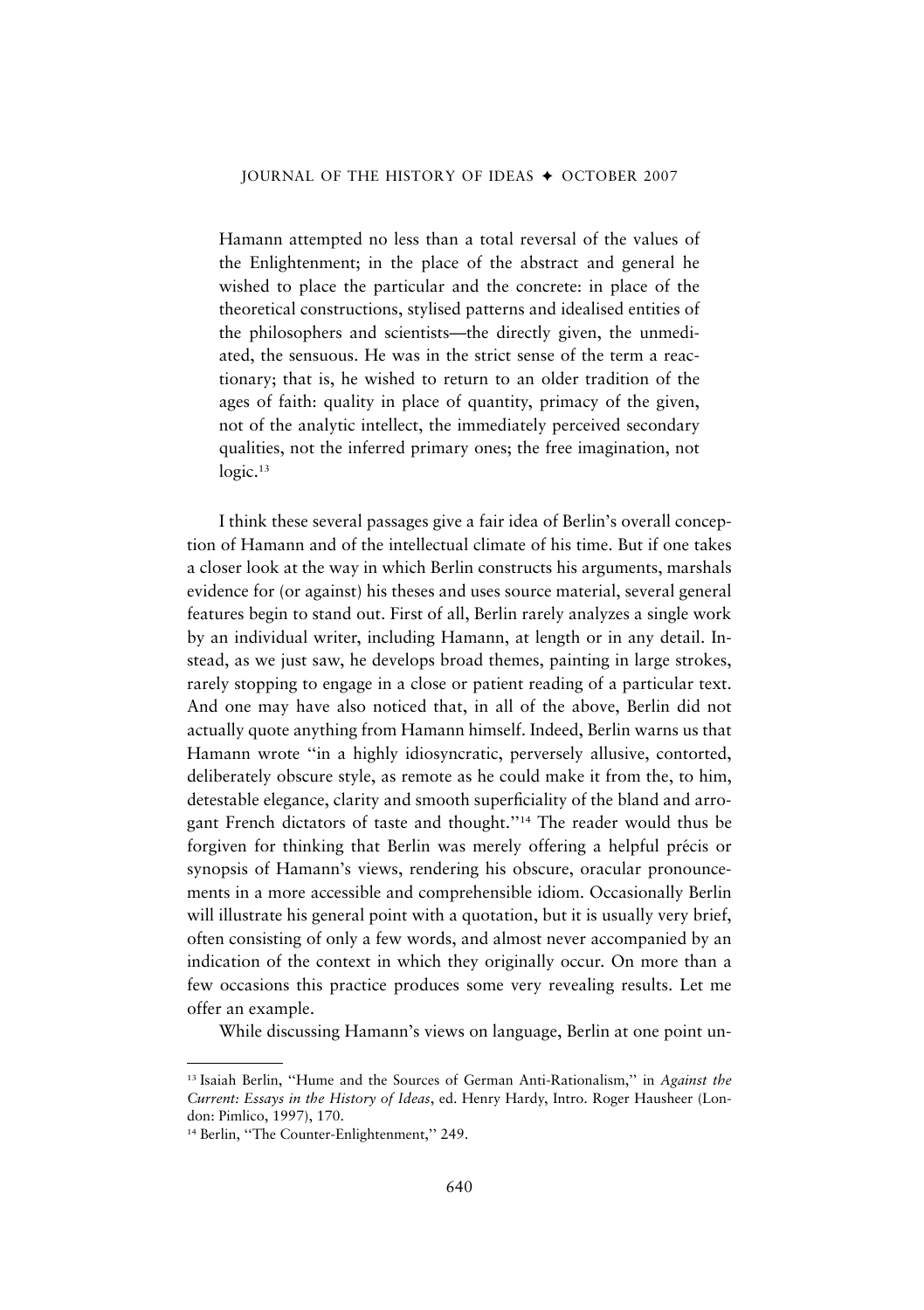> Hamann attempted no less than a total reversal of the values of the Enlightenment; in the place of the abstract and general he wished to place the particular and the concrete: in place of the theoretical constructions, stylised patterns and idealised entities of the philosophers and scientists—the directly given, the unmediated, the sensuous. He was in the strict sense of the term a reactionary; that is, he wished to return to an older tradition of the ages of faith: quality in place of quantity, primacy of the given, not of the analytic intellect, the immediately perceived secondary qualities, not the inferred primary ones; the free imagination, not logic.[13]

I think these several passages give a fair idea of Berlin's overall conception of Hamann and of the intellectual climate of his time. But if one takes a closer look at the way in which Berlin constructs his arguments, marshals evidence for (or against) his theses and uses source material, several general features begin to stand out. First of all, Berlin rarely analyzes a single work by an individual writer, including Hamann, at length or in any detail. Instead, as we just saw, he develops broad themes, painting in large strokes, rarely stopping to engage in a close or patient reading of a particular text. And one may have also noticed that, in all of the above, Berlin did not actually quote anything from Hamann himself. Indeed, Berlin warns us that Hamann wrote "in a highly idiosyncratic, perversely allusive, contorted, deliberately obscure style, as remote as he could make it from the, to him, detestable elegance, clarity and smooth superficiality of the bland and arrogant French dictators of taste and thought."[14] The reader would thus be forgiven for thinking that Berlin was merely offering a helpful précis or synopsis of Hamann's views, rendering his obscure, oracular pronouncements in a more accessible and comprehensible idiom. Occasionally Berlin will illustrate his general point with a quotation, but it is usually very brief, often consisting of only a few words, and almost never accompanied by an indication of the context in which they originally occur. On more than a few occasions this practice produces some very revealing results. Let me offer an example.

While discussing Hamann's views on language, Berlin at one point un-

---

[13] Isaiah Berlin, "Hume and the Sources of German Anti-Rationalism," in *Against the Current: Essays in the History of Ideas*, ed. Henry Hardy, Intro. Roger Hausheer (London: Pimlico, 1997), 170.

[14] Berlin, "The Counter-Enlightenment," 249.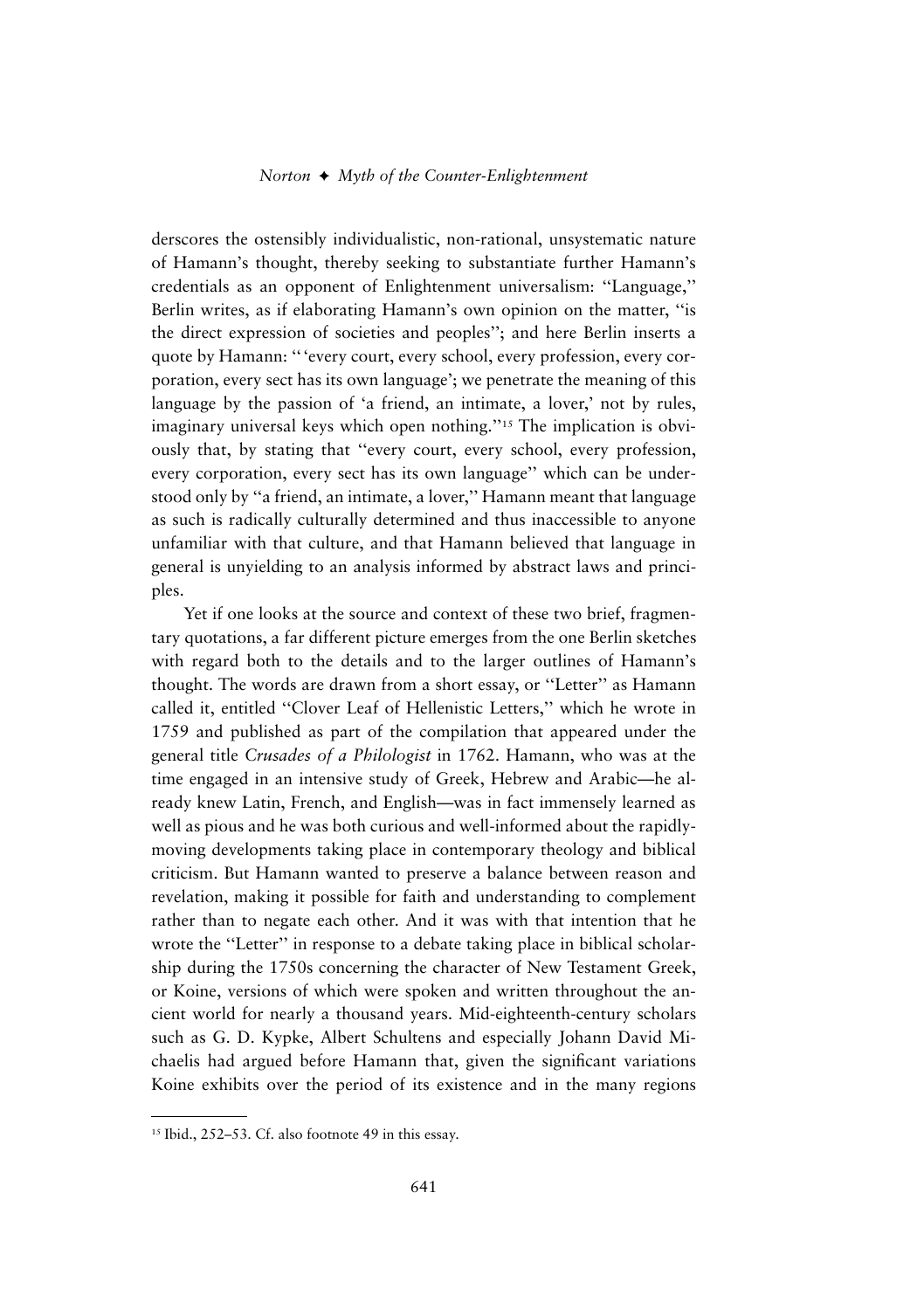derscores the ostensibly individualistic, non-rational, unsystematic nature of Hamann's thought, thereby seeking to substantiate further Hamann's credentials as an opponent of Enlightenment universalism: "Language," Berlin writes, as if elaborating Hamann's own opinion on the matter, "is the direct expression of societies and peoples"; and here Berlin inserts a quote by Hamann: "'every court, every school, every profession, every corporation, every sect has its own language'; we penetrate the meaning of this language by the passion of 'a friend, an intimate, a lover,' not by rules, imaginary universal keys which open nothing."[15] The implication is obviously that, by stating that "every court, every school, every profession, every corporation, every sect has its own language" which can be understood only by "a friend, an intimate, a lover," Hamann meant that language as such is radically culturally determined and thus inaccessible to anyone unfamiliar with that culture, and that Hamann believed that language in general is unyielding to an analysis informed by abstract laws and principles.

Yet if one looks at the source and context of these two brief, fragmentary quotations, a far different picture emerges from the one Berlin sketches with regard both to the details and to the larger outlines of Hamann's thought. The words are drawn from a short essay, or "Letter" as Hamann called it, entitled "Clover Leaf of Hellenistic Letters," which he wrote in 1759 and published as part of the compilation that appeared under the general title *Crusades of a Philologist* in 1762. Hamann, who was at the time engaged in an intensive study of Greek, Hebrew and Arabic—he already knew Latin, French, and English—was in fact immensely learned as well as pious and he was both curious and well-informed about the rapidly-moving developments taking place in contemporary theology and biblical criticism. But Hamann wanted to preserve a balance between reason and revelation, making it possible for faith and understanding to complement rather than to negate each other. And it was with that intention that he wrote the "Letter" in response to a debate taking place in biblical scholarship during the 1750s concerning the character of New Testament Greek, or Koine, versions of which were spoken and written throughout the ancient world for nearly a thousand years. Mid-eighteenth-century scholars such as G. D. Kypke, Albert Schultens and especially Johann David Michaelis had argued before Hamann that, given the significant variations Koine exhibits over the period of its existence and in the many regions

---

[15] Ibid., 252–53. Cf. also footnote 49 in this essay.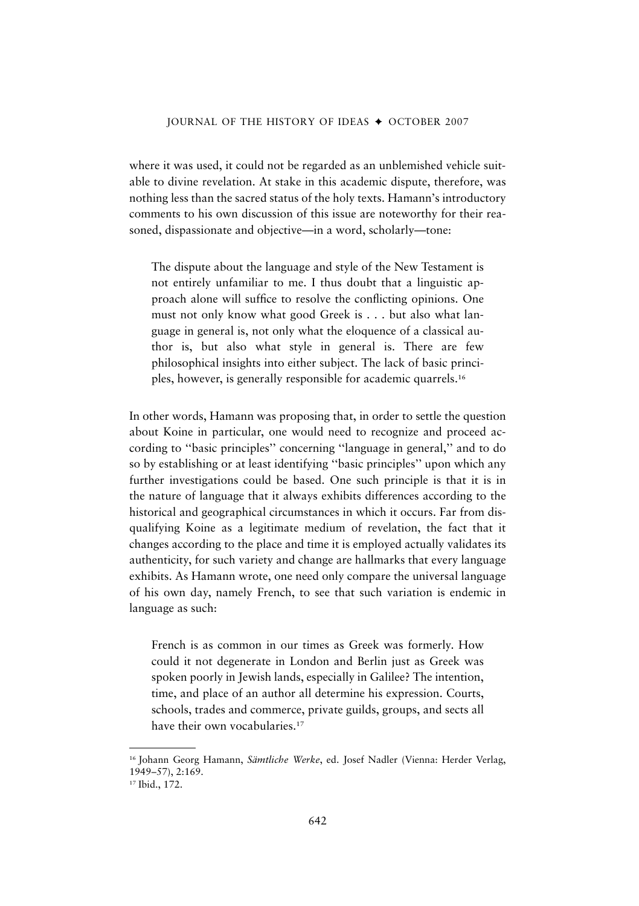where it was used, it could not be regarded as an unblemished vehicle suitable to divine revelation. At stake in this academic dispute, therefore, was nothing less than the sacred status of the holy texts. Hamann's introductory comments to his own discussion of this issue are noteworthy for their reasoned, dispassionate and objective—in a word, scholarly—tone:

> The dispute about the language and style of the New Testament is not entirely unfamiliar to me. I thus doubt that a linguistic approach alone will suffice to resolve the conflicting opinions. One must not only know what good Greek is . . . but also what language in general is, not only what the eloquence of a classical author is, but also what style in general is. There are few philosophical insights into either subject. The lack of basic principles, however, is generally responsible for academic quarrels.[16]

In other words, Hamann was proposing that, in order to settle the question about Koine in particular, one would need to recognize and proceed according to "basic principles" concerning "language in general," and to do so by establishing or at least identifying "basic principles" upon which any further investigations could be based. One such principle is that it is in the nature of language that it always exhibits differences according to the historical and geographical circumstances in which it occurs. Far from disqualifying Koine as a legitimate medium of revelation, the fact that it changes according to the place and time it is employed actually validates its authenticity, for such variety and change are hallmarks that every language exhibits. As Hamann wrote, one need only compare the universal language of his own day, namely French, to see that such variation is endemic in language as such:

> French is as common in our times as Greek was formerly. How could it not degenerate in London and Berlin just as Greek was spoken poorly in Jewish lands, especially in Galilee? The intention, time, and place of an author all determine his expression. Courts, schools, trades and commerce, private guilds, groups, and sects all have their own vocabularies.[17]

---

[16] Johann Georg Hamann, *Sämtliche Werke*, ed. Josef Nadler (Vienna: Herder Verlag, 1949–57), 2:169.

[17] Ibid., 172.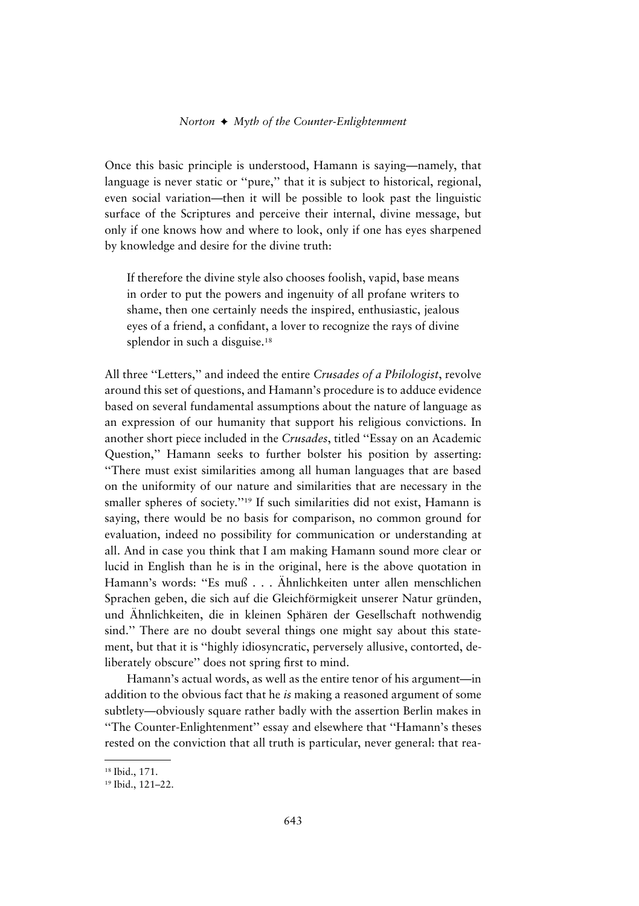Once this basic principle is understood, Hamann is saying—namely, that language is never static or "pure," that it is subject to historical, regional, even social variation—then it will be possible to look past the linguistic surface of the Scriptures and perceive their internal, divine message, but only if one knows how and where to look, only if one has eyes sharpened by knowledge and desire for the divine truth:

> If therefore the divine style also chooses foolish, vapid, base means in order to put the powers and ingenuity of all profane writers to shame, then one certainly needs the inspired, enthusiastic, jealous eyes of a friend, a confidant, a lover to recognize the rays of divine splendor in such a disguise.[18]

All three "Letters," and indeed the entire *Crusades of a Philologist*, revolve around this set of questions, and Hamann's procedure is to adduce evidence based on several fundamental assumptions about the nature of language as an expression of our humanity that support his religious convictions. In another short piece included in the *Crusades*, titled "Essay on an Academic Question," Hamann seeks to further bolster his position by asserting: "There must exist similarities among all human languages that are based on the uniformity of our nature and similarities that are necessary in the smaller spheres of society."[19] If such similarities did not exist, Hamann is saying, there would be no basis for comparison, no common ground for evaluation, indeed no possibility for communication or understanding at all. And in case you think that I am making Hamann sound more clear or lucid in English than he is in the original, here is the above quotation in Hamann's words: "Es muß . . . Ähnlichkeiten unter allen menschlichen Sprachen geben, die sich auf die Gleichförmigkeit unserer Natur gründen, und Ähnlichkeiten, die in kleinen Sphären der Gesellschaft nothwendig sind." There are no doubt several things one might say about this statement, but that it is "highly idiosyncratic, perversely allusive, contorted, deliberately obscure" does not spring first to mind.

Hamann's actual words, as well as the entire tenor of his argument—in addition to the obvious fact that he *is* making a reasoned argument of some subtlety—obviously square rather badly with the assertion Berlin makes in "The Counter-Enlightenment" essay and elsewhere that "Hamann's theses rested on the conviction that all truth is particular, never general: that rea-

---

[18] Ibid., 171.

[19] Ibid., 121–22.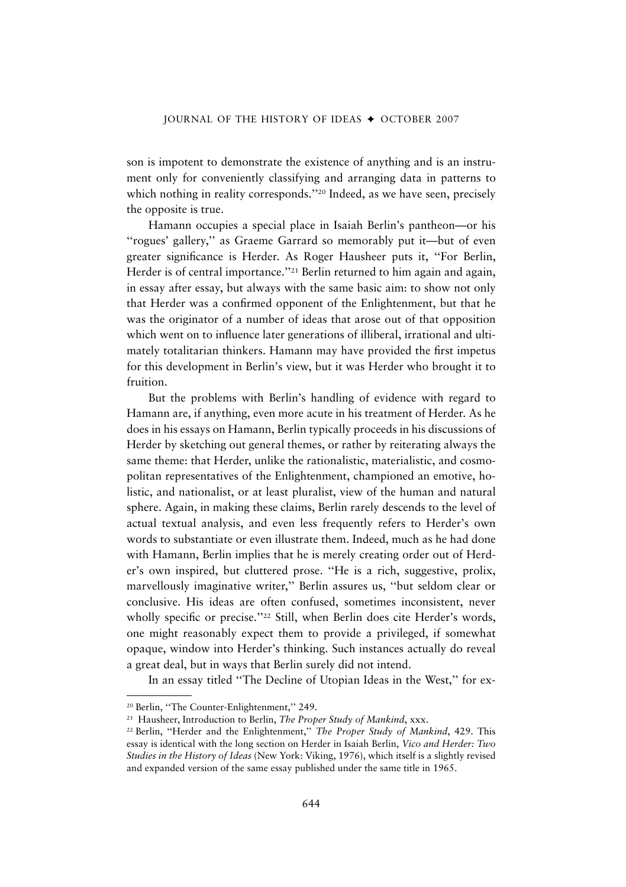son is impotent to demonstrate the existence of anything and is an instrument only for conveniently classifying and arranging data in patterns to which nothing in reality corresponds.''[20] Indeed, as we have seen, precisely the opposite is true.

Hamann occupies a special place in Isaiah Berlin's pantheon—or his ''rogues' gallery,'' as Graeme Garrard so memorably put it—but of even greater significance is Herder. As Roger Hausheer puts it, ''For Berlin, Herder is of central importance.''[21] Berlin returned to him again and again, in essay after essay, but always with the same basic aim: to show not only that Herder was a confirmed opponent of the Enlightenment, but that he was the originator of a number of ideas that arose out of that opposition which went on to influence later generations of illiberal, irrational and ultimately totalitarian thinkers. Hamann may have provided the first impetus for this development in Berlin's view, but it was Herder who brought it to fruition.

But the problems with Berlin's handling of evidence with regard to Hamann are, if anything, even more acute in his treatment of Herder. As he does in his essays on Hamann, Berlin typically proceeds in his discussions of Herder by sketching out general themes, or rather by reiterating always the same theme: that Herder, unlike the rationalistic, materialistic, and cosmopolitan representatives of the Enlightenment, championed an emotive, holistic, and nationalist, or at least pluralist, view of the human and natural sphere. Again, in making these claims, Berlin rarely descends to the level of actual textual analysis, and even less frequently refers to Herder's own words to substantiate or even illustrate them. Indeed, much as he had done with Hamann, Berlin implies that he is merely creating order out of Herder's own inspired, but cluttered prose. ''He is a rich, suggestive, prolix, marvellously imaginative writer,'' Berlin assures us, ''but seldom clear or conclusive. His ideas are often confused, sometimes inconsistent, never wholly specific or precise.''[22] Still, when Berlin does cite Herder's words, one might reasonably expect them to provide a privileged, if somewhat opaque, window into Herder's thinking. Such instances actually do reveal a great deal, but in ways that Berlin surely did not intend.

In an essay titled ''The Decline of Utopian Ideas in the West,'' for ex-

---

[20] Berlin, ''The Counter-Enlightenment,'' 249.

[21] Hausheer, Introduction to Berlin, *The Proper Study of Mankind*, xxx.

[22] Berlin, ''Herder and the Enlightenment,'' *The Proper Study of Mankind*, 429. This essay is identical with the long section on Herder in Isaiah Berlin, *Vico and Herder: Two Studies in the History of Ideas* (New York: Viking, 1976), which itself is a slightly revised and expanded version of the same essay published under the same title in 1965.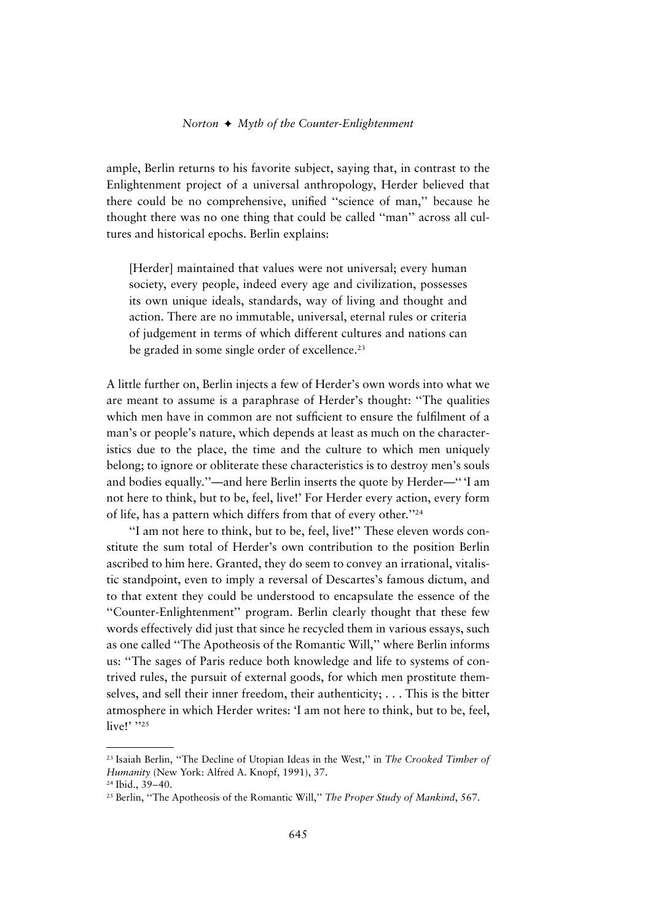ample, Berlin returns to his favorite subject, saying that, in contrast to the Enlightenment project of a universal anthropology, Herder believed that there could be no comprehensive, unified "science of man," because he thought there was no one thing that could be called "man" across all cultures and historical epochs. Berlin explains:

> [Herder] maintained that values were not universal; every human society, every people, indeed every age and civilization, possesses its own unique ideals, standards, way of living and thought and action. There are no immutable, universal, eternal rules or criteria of judgement in terms of which different cultures and nations can be graded in some single order of excellence.[23]

A little further on, Berlin injects a few of Herder's own words into what we are meant to assume is a paraphrase of Herder's thought: "The qualities which men have in common are not sufficient to ensure the fulfilment of a man's or people's nature, which depends at least as much on the characteristics due to the place, the time and the culture to which men uniquely belong; to ignore or obliterate these characteristics is to destroy men's souls and bodies equally."—and here Berlin inserts the quote by Herder—"'I am not here to think, but to be, feel, live!' For Herder every action, every form of life, has a pattern which differs from that of every other."[24]

"I am not here to think, but to be, feel, live!" These eleven words constitute the sum total of Herder's own contribution to the position Berlin ascribed to him here. Granted, they do seem to convey an irrational, vitalistic standpoint, even to imply a reversal of Descartes's famous dictum, and to that extent they could be understood to encapsulate the essence of the "Counter-Enlightenment" program. Berlin clearly thought that these few words effectively did just that since he recycled them in various essays, such as one called "The Apotheosis of the Romantic Will," where Berlin informs us: "The sages of Paris reduce both knowledge and life to systems of contrived rules, the pursuit of external goods, for which men prostitute themselves, and sell their inner freedom, their authenticity; . . . This is the bitter atmosphere in which Herder writes: 'I am not here to think, but to be, feel, live!' "[25]

---

[23] Isaiah Berlin, "The Decline of Utopian Ideas in the West," in *The Crooked Timber of Humanity* (New York: Alfred A. Knopf, 1991), 37.

[24] Ibid., 39–40.

[25] Berlin, "The Apotheosis of the Romantic Will," *The Proper Study of Mankind*, 567.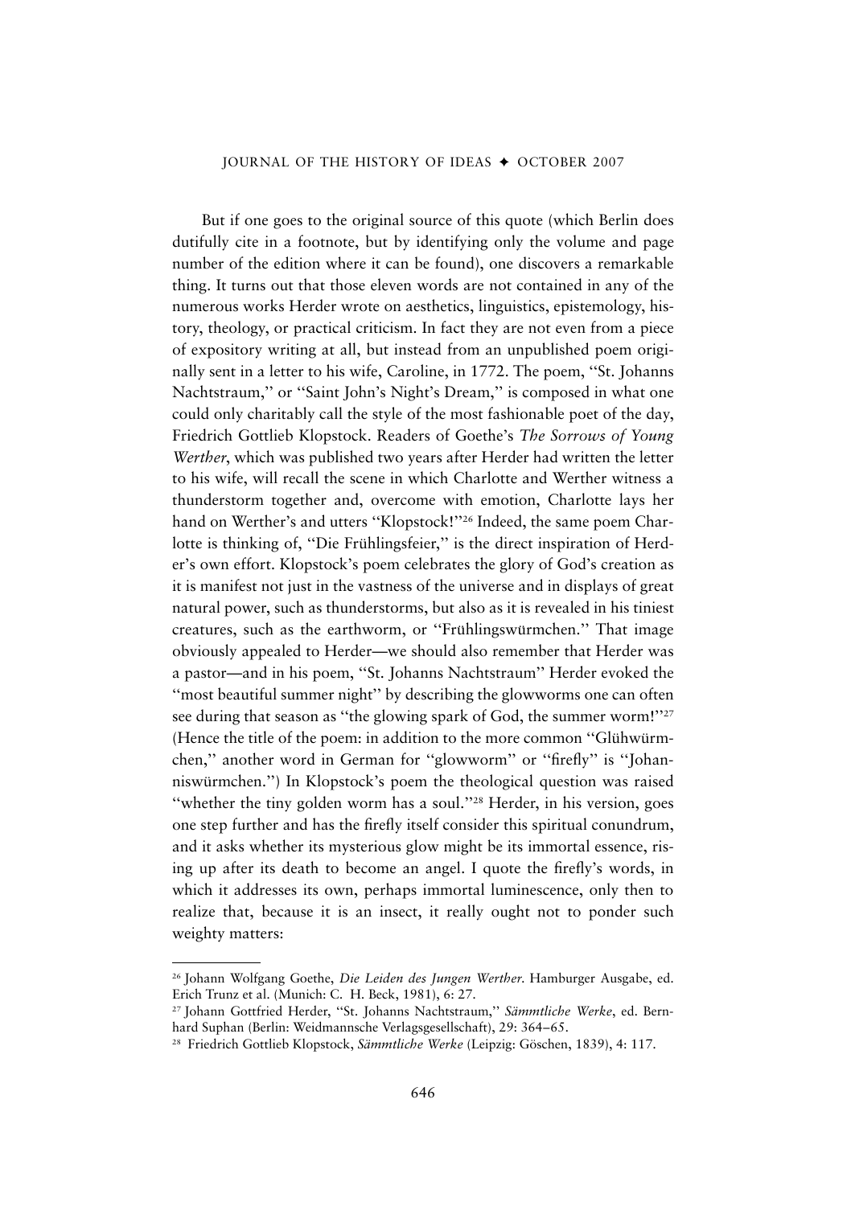But if one goes to the original source of this quote (which Berlin does dutifully cite in a footnote, but by identifying only the volume and page number of the edition where it can be found), one discovers a remarkable thing. It turns out that those eleven words are not contained in any of the numerous works Herder wrote on aesthetics, linguistics, epistemology, history, theology, or practical criticism. In fact they are not even from a piece of expository writing at all, but instead from an unpublished poem originally sent in a letter to his wife, Caroline, in 1772. The poem, ''St. Johanns Nachtstraum,'' or ''Saint John's Night's Dream,'' is composed in what one could only charitably call the style of the most fashionable poet of the day, Friedrich Gottlieb Klopstock. Readers of Goethe's *The Sorrows of Young Werther*, which was published two years after Herder had written the letter to his wife, will recall the scene in which Charlotte and Werther witness a thunderstorm together and, overcome with emotion, Charlotte lays her hand on Werther's and utters ''Klopstock!''[26] Indeed, the same poem Charlotte is thinking of, ''Die Frühlingsfeier,'' is the direct inspiration of Herder's own effort. Klopstock's poem celebrates the glory of God's creation as it is manifest not just in the vastness of the universe and in displays of great natural power, such as thunderstorms, but also as it is revealed in his tiniest creatures, such as the earthworm, or ''Frühlingswürmchen.'' That image obviously appealed to Herder—we should also remember that Herder was a pastor—and in his poem, ''St. Johanns Nachtstraum'' Herder evoked the ''most beautiful summer night'' by describing the glowworms one can often see during that season as ''the glowing spark of God, the summer worm!''[27] (Hence the title of the poem: in addition to the more common ''Glühwürmchen,'' another word in German for ''glowworm'' or ''firefly'' is ''Johanniswürmchen.'') In Klopstock's poem the theological question was raised ''whether the tiny golden worm has a soul.''[28] Herder, in his version, goes one step further and has the firefly itself consider this spiritual conundrum, and it asks whether its mysterious glow might be its immortal essence, rising up after its death to become an angel. I quote the firefly's words, in which it addresses its own, perhaps immortal luminescence, only then to realize that, because it is an insect, it really ought not to ponder such weighty matters:

---

[26] Johann Wolfgang Goethe, *Die Leiden des Jungen Werther*. Hamburger Ausgabe, ed. Erich Trunz et al. (Munich: C. H. Beck, 1981), 6: 27.

[27] Johann Gottfried Herder, ''St. Johanns Nachtstraum,'' *Sämmtliche Werke*, ed. Bernhard Suphan (Berlin: Weidmannsche Verlagsgesellschaft), 29: 364–65.

[28] Friedrich Gottlieb Klopstock, *Sämmtliche Werke* (Leipzig: Göschen, 1839), 4: 117.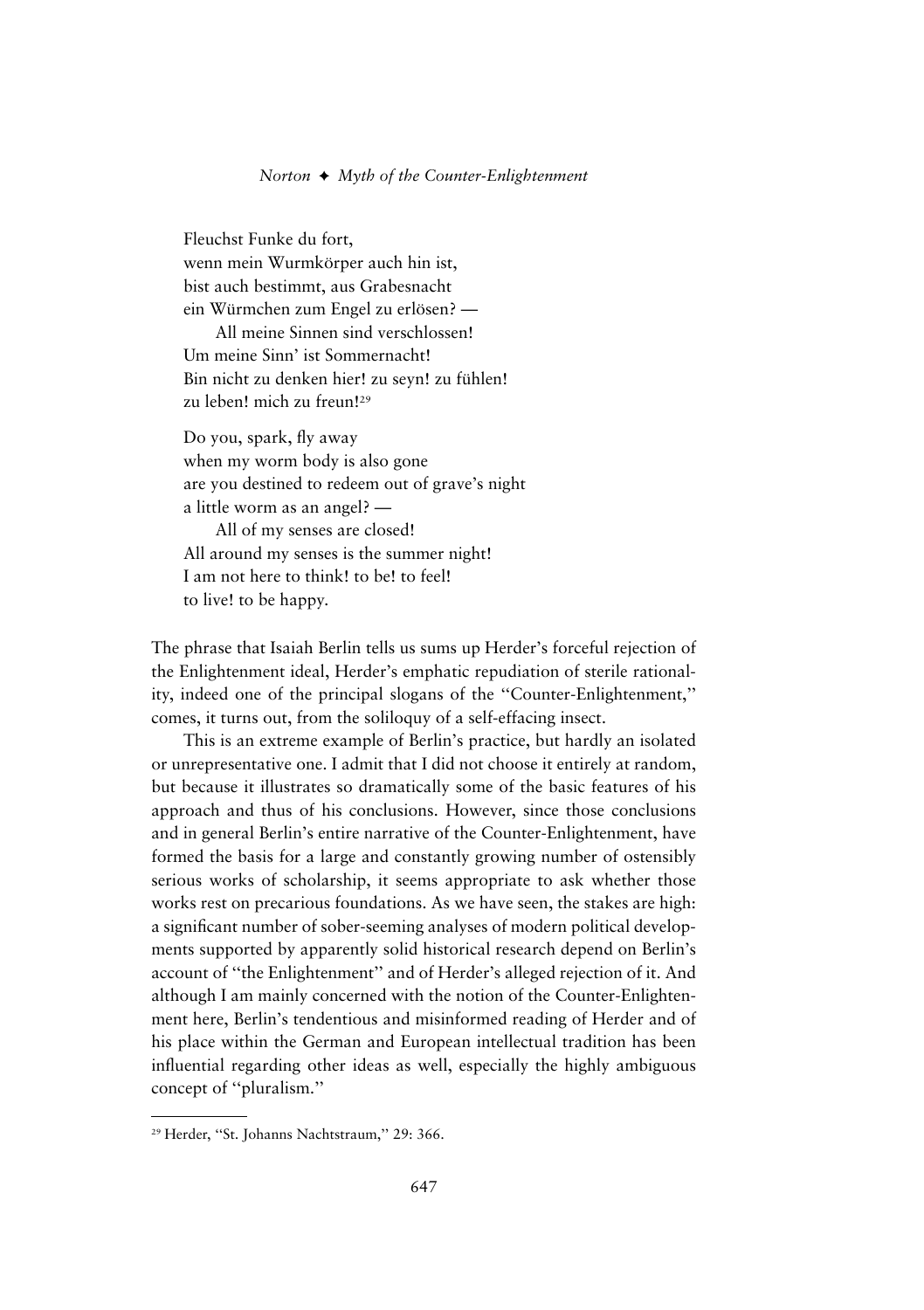Fleuchst Funke du fort,  
wenn mein Wurmkörper auch hin ist,  
bist auch bestimmt, aus Grabesnacht  
ein Würmchen zum Engel zu erlösen? —  
All meine Sinnen sind verschlossen!  
Um meine Sinn' ist Sommernacht!  
Bin nicht zu denken hier! zu seyn! zu fühlen!  
zu leben! mich zu freun![29]

Do you, spark, fly away  
when my worm body is also gone  
are you destined to redeem out of grave's night  
a little worm as an angel? —  
All of my senses are closed!  
All around my senses is the summer night!  
I am not here to think! to be! to feel!  
to live! to be happy.

The phrase that Isaiah Berlin tells us sums up Herder's forceful rejection of the Enlightenment ideal, Herder's emphatic repudiation of sterile rationality, indeed one of the principal slogans of the "Counter-Enlightenment," comes, it turns out, from the soliloquy of a self-effacing insect.

This is an extreme example of Berlin's practice, but hardly an isolated or unrepresentative one. I admit that I did not choose it entirely at random, but because it illustrates so dramatically some of the basic features of his approach and thus of his conclusions. However, since those conclusions and in general Berlin's entire narrative of the Counter-Enlightenment, have formed the basis for a large and constantly growing number of ostensibly serious works of scholarship, it seems appropriate to ask whether those works rest on precarious foundations. As we have seen, the stakes are high: a significant number of sober-seeming analyses of modern political developments supported by apparently solid historical research depend on Berlin's account of "the Enlightenment" and of Herder's alleged rejection of it. And although I am mainly concerned with the notion of the Counter-Enlightenment here, Berlin's tendentious and misinformed reading of Herder and of his place within the German and European intellectual tradition has been influential regarding other ideas as well, especially the highly ambiguous concept of "pluralism."

[29] Herder, "St. Johanns Nachtstraum," 29: 366.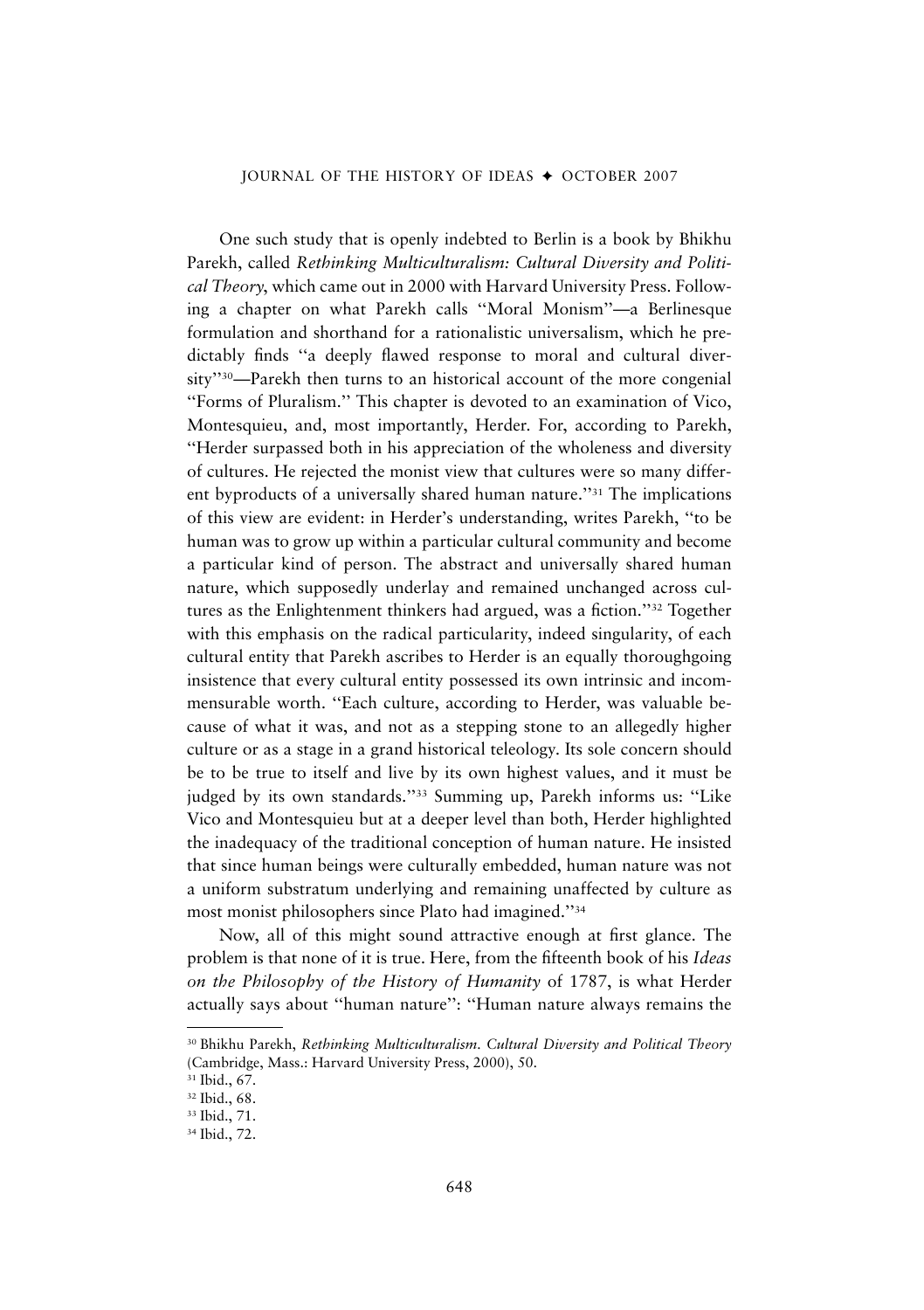One such study that is openly indebted to Berlin is a book by Bhikhu Parekh, called *Rethinking Multiculturalism: Cultural Diversity and Political Theory*, which came out in 2000 with Harvard University Press. Following a chapter on what Parekh calls "Moral Monism"—a Berlinesque formulation and shorthand for a rationalistic universalism, which he predictably finds "a deeply flawed response to moral and cultural diversity"[30]—Parekh then turns to an historical account of the more congenial "Forms of Pluralism." This chapter is devoted to an examination of Vico, Montesquieu, and, most importantly, Herder. For, according to Parekh, "Herder surpassed both in his appreciation of the wholeness and diversity of cultures. He rejected the monist view that cultures were so many different byproducts of a universally shared human nature."[31] The implications of this view are evident: in Herder's understanding, writes Parekh, "to be human was to grow up within a particular cultural community and become a particular kind of person. The abstract and universally shared human nature, which supposedly underlay and remained unchanged across cultures as the Enlightenment thinkers had argued, was a fiction."[32] Together with this emphasis on the radical particularity, indeed singularity, of each cultural entity that Parekh ascribes to Herder is an equally thoroughgoing insistence that every cultural entity possessed its own intrinsic and incommensurable worth. "Each culture, according to Herder, was valuable because of what it was, and not as a stepping stone to an allegedly higher culture or as a stage in a grand historical teleology. Its sole concern should be to be true to itself and live by its own highest values, and it must be judged by its own standards."[33] Summing up, Parekh informs us: "Like Vico and Montesquieu but at a deeper level than both, Herder highlighted the inadequacy of the traditional conception of human nature. He insisted that since human beings were culturally embedded, human nature was not a uniform substratum underlying and remaining unaffected by culture as most monist philosophers since Plato had imagined."[34]

Now, all of this might sound attractive enough at first glance. The problem is that none of it is true. Here, from the fifteenth book of his *Ideas on the Philosophy of the History of Humanity* of 1787, is what Herder actually says about "human nature": "Human nature always remains the

---

[30] Bhikhu Parekh, *Rethinking Multiculturalism. Cultural Diversity and Political Theory* (Cambridge, Mass.: Harvard University Press, 2000), 50.

[31] Ibid., 67.

[32] Ibid., 68.

[33] Ibid., 71.

[34] Ibid., 72.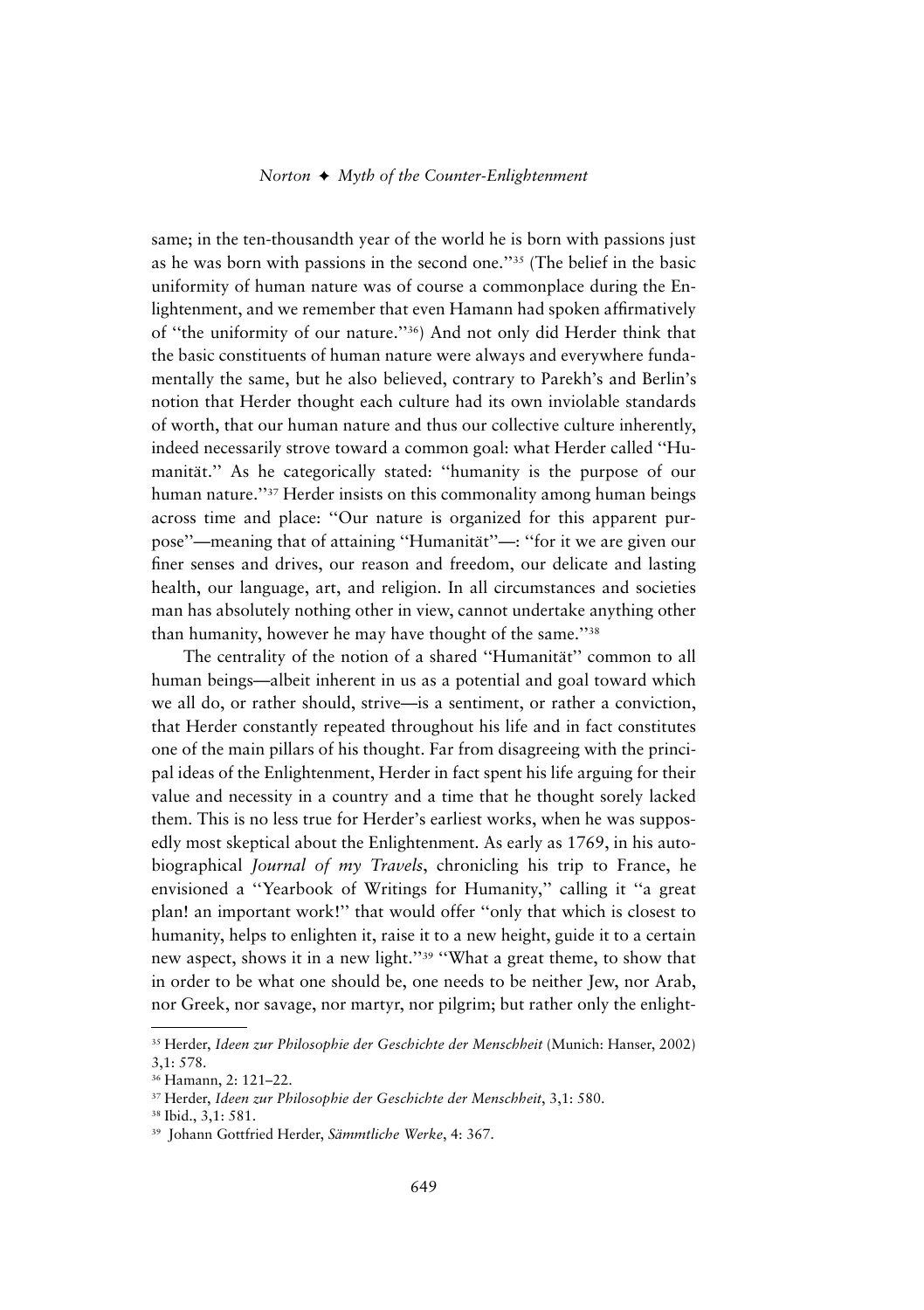same; in the ten-thousandth year of the world he is born with passions just as he was born with passions in the second one.''[35] (The belief in the basic uniformity of human nature was of course a commonplace during the Enlightenment, and we remember that even Hamann had spoken affirmatively of ''the uniformity of our nature.''[36]) And not only did Herder think that the basic constituents of human nature were always and everywhere fundamentally the same, but he also believed, contrary to Parekh's and Berlin's notion that Herder thought each culture had its own inviolable standards of worth, that our human nature and thus our collective culture inherently, indeed necessarily strove toward a common goal: what Herder called ''Humanität.'' As he categorically stated: ''humanity is the purpose of our human nature.''[37] Herder insists on this commonality among human beings across time and place: ''Our nature is organized for this apparent purpose''—meaning that of attaining ''Humanität''—: ''for it we are given our finer senses and drives, our reason and freedom, our delicate and lasting health, our language, art, and religion. In all circumstances and societies man has absolutely nothing other in view, cannot undertake anything other than humanity, however he may have thought of the same.''[38]

The centrality of the notion of a shared ''Humanität'' common to all human beings—albeit inherent in us as a potential and goal toward which we all do, or rather should, strive—is a sentiment, or rather a conviction, that Herder constantly repeated throughout his life and in fact constitutes one of the main pillars of his thought. Far from disagreeing with the principal ideas of the Enlightenment, Herder in fact spent his life arguing for their value and necessity in a country and a time that he thought sorely lacked them. This is no less true for Herder's earliest works, when he was supposedly most skeptical about the Enlightenment. As early as 1769, in his autobiographical *Journal of my Travels*, chronicling his trip to France, he envisioned a ''Yearbook of Writings for Humanity,'' calling it ''a great plan! an important work!'' that would offer ''only that which is closest to humanity, helps to enlighten it, raise it to a new height, guide it to a certain new aspect, shows it in a new light.''[39] ''What a great theme, to show that in order to be what one should be, one needs to be neither Jew, nor Arab, nor Greek, nor savage, nor martyr, nor pilgrim; but rather only the enlight-

---

[35] Herder, *Ideen zur Philosophie der Geschichte der Menschheit* (Munich: Hanser, 2002) 3,1: 578.

[36] Hamann, 2: 121–22.

[37] Herder, *Ideen zur Philosophie der Geschichte der Menschheit*, 3,1: 580.

[38] Ibid., 3,1: 581.

[39] Johann Gottfried Herder, *Sämmtliche Werke*, 4: 367.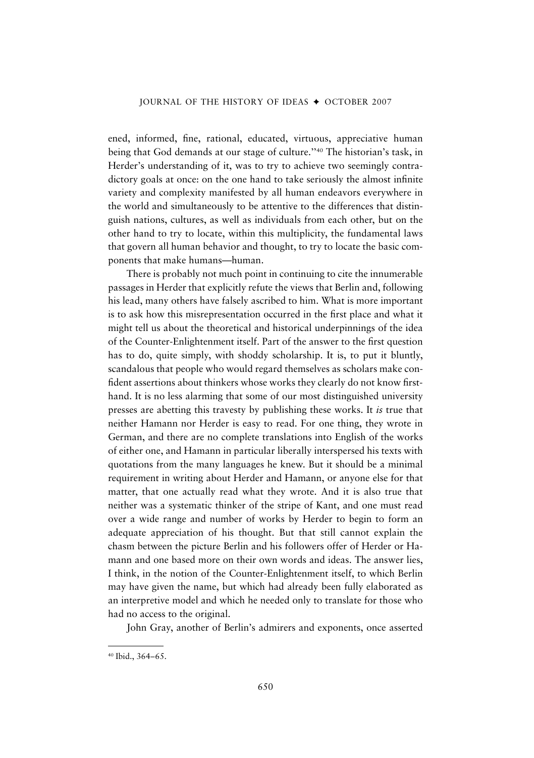ened, informed, fine, rational, educated, virtuous, appreciative human being that God demands at our stage of culture."[40] The historian's task, in Herder's understanding of it, was to try to achieve two seemingly contradictory goals at once: on the one hand to take seriously the almost infinite variety and complexity manifested by all human endeavors everywhere in the world and simultaneously to be attentive to the differences that distinguish nations, cultures, as well as individuals from each other, but on the other hand to try to locate, within this multiplicity, the fundamental laws that govern all human behavior and thought, to try to locate the basic components that make humans—human.

There is probably not much point in continuing to cite the innumerable passages in Herder that explicitly refute the views that Berlin and, following his lead, many others have falsely ascribed to him. What is more important is to ask how this misrepresentation occurred in the first place and what it might tell us about the theoretical and historical underpinnings of the idea of the Counter-Enlightenment itself. Part of the answer to the first question has to do, quite simply, with shoddy scholarship. It is, to put it bluntly, scandalous that people who would regard themselves as scholars make confident assertions about thinkers whose works they clearly do not know firsthand. It is no less alarming that some of our most distinguished university presses are abetting this travesty by publishing these works. It *is* true that neither Hamann nor Herder is easy to read. For one thing, they wrote in German, and there are no complete translations into English of the works of either one, and Hamann in particular liberally interspersed his texts with quotations from the many languages he knew. But it should be a minimal requirement in writing about Herder and Hamann, or anyone else for that matter, that one actually read what they wrote. And it is also true that neither was a systematic thinker of the stripe of Kant, and one must read over a wide range and number of works by Herder to begin to form an adequate appreciation of his thought. But that still cannot explain the chasm between the picture Berlin and his followers offer of Herder or Hamann and one based more on their own words and ideas. The answer lies, I think, in the notion of the Counter-Enlightenment itself, to which Berlin may have given the name, but which had already been fully elaborated as an interpretive model and which he needed only to translate for those who had no access to the original.

John Gray, another of Berlin's admirers and exponents, once asserted

[40] Ibid., 364–65.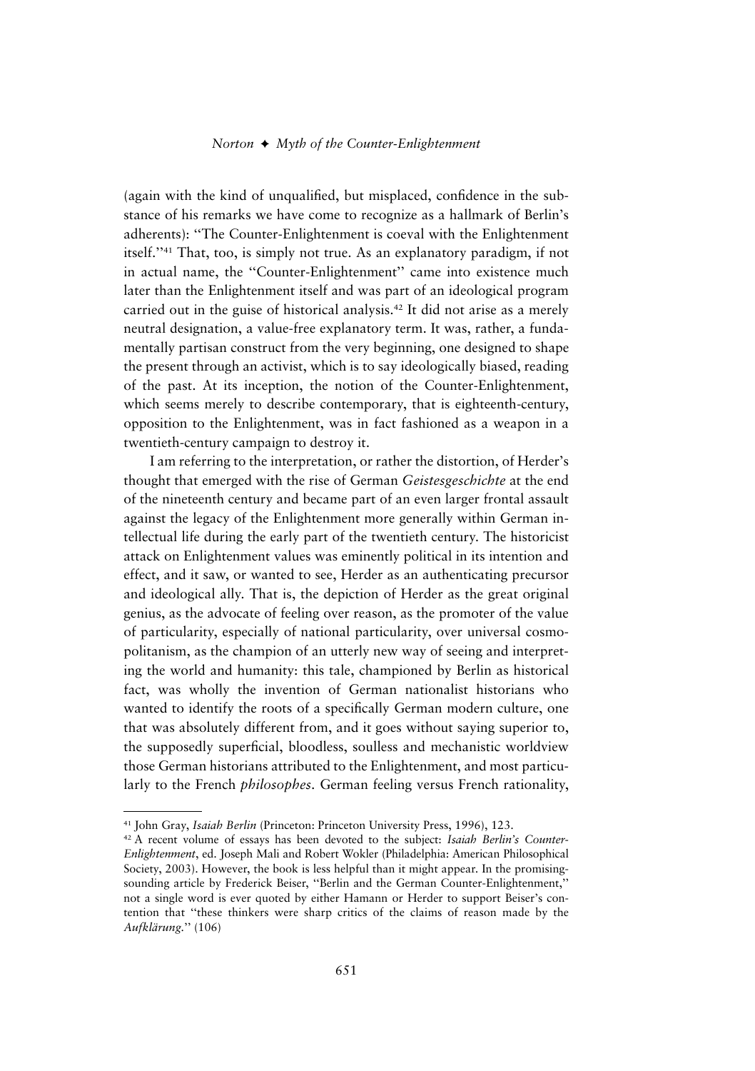(again with the kind of unqualified, but misplaced, confidence in the substance of his remarks we have come to recognize as a hallmark of Berlin's adherents): "The Counter-Enlightenment is coeval with the Enlightenment itself."[41] That, too, is simply not true. As an explanatory paradigm, if not in actual name, the "Counter-Enlightenment" came into existence much later than the Enlightenment itself and was part of an ideological program carried out in the guise of historical analysis.[42] It did not arise as a merely neutral designation, a value-free explanatory term. It was, rather, a fundamentally partisan construct from the very beginning, one designed to shape the present through an activist, which is to say ideologically biased, reading of the past. At its inception, the notion of the Counter-Enlightenment, which seems merely to describe contemporary, that is eighteenth-century, opposition to the Enlightenment, was in fact fashioned as a weapon in a twentieth-century campaign to destroy it.

I am referring to the interpretation, or rather the distortion, of Herder's thought that emerged with the rise of German *Geistesgeschichte* at the end of the nineteenth century and became part of an even larger frontal assault against the legacy of the Enlightenment more generally within German intellectual life during the early part of the twentieth century. The historicist attack on Enlightenment values was eminently political in its intention and effect, and it saw, or wanted to see, Herder as an authenticating precursor and ideological ally. That is, the depiction of Herder as the great original genius, as the advocate of feeling over reason, as the promoter of the value of particularity, especially of national particularity, over universal cosmopolitanism, as the champion of an utterly new way of seeing and interpreting the world and humanity: this tale, championed by Berlin as historical fact, was wholly the invention of German nationalist historians who wanted to identify the roots of a specifically German modern culture, one that was absolutely different from, and it goes without saying superior to, the supposedly superficial, bloodless, soulless and mechanistic worldview those German historians attributed to the Enlightenment, and most particularly to the French *philosophes*. German feeling versus French rationality,

---

[41] John Gray, *Isaiah Berlin* (Princeton: Princeton University Press, 1996), 123.

[42] A recent volume of essays has been devoted to the subject: *Isaiah Berlin's Counter-Enlightenment*, ed. Joseph Mali and Robert Wokler (Philadelphia: American Philosophical Society, 2003). However, the book is less helpful than it might appear. In the promising-sounding article by Frederick Beiser, "Berlin and the German Counter-Enlightenment," not a single word is ever quoted by either Hamann or Herder to support Beiser's contention that "these thinkers were sharp critics of the claims of reason made by the *Aufklärung*." (106)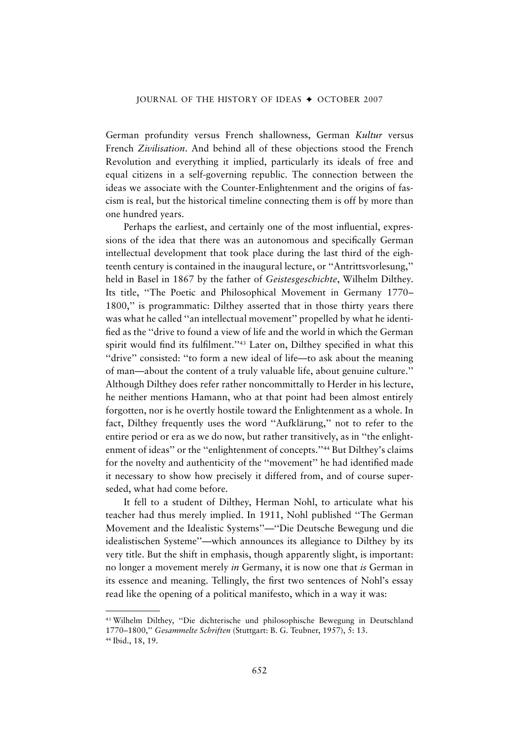German profundity versus French shallowness, German *Kultur* versus French *Zivilisation*. And behind all of these objections stood the French Revolution and everything it implied, particularly its ideals of free and equal citizens in a self-governing republic. The connection between the ideas we associate with the Counter-Enlightenment and the origins of fascism is real, but the historical timeline connecting them is off by more than one hundred years.

Perhaps the earliest, and certainly one of the most influential, expressions of the idea that there was an autonomous and specifically German intellectual development that took place during the last third of the eighteenth century is contained in the inaugural lecture, or "Antrittsvorlesung," held in Basel in 1867 by the father of *Geistesgeschichte*, Wilhelm Dilthey. Its title, "The Poetic and Philosophical Movement in Germany 1770–1800," is programmatic: Dilthey asserted that in those thirty years there was what he called "an intellectual movement" propelled by what he identified as the "drive to found a view of life and the world in which the German spirit would find its fulfilment."[43] Later on, Dilthey specified in what this "drive" consisted: "to form a new ideal of life—to ask about the meaning of man—about the content of a truly valuable life, about genuine culture." Although Dilthey does refer rather noncommittally to Herder in his lecture, he neither mentions Hamann, who at that point had been almost entirely forgotten, nor is he overtly hostile toward the Enlightenment as a whole. In fact, Dilthey frequently uses the word "Aufklärung," not to refer to the entire period or era as we do now, but rather transitively, as in "the enlightenment of ideas" or the "enlightenment of concepts."[44] But Dilthey's claims for the novelty and authenticity of the "movement" he had identified made it necessary to show how precisely it differed from, and of course superseded, what had come before.

It fell to a student of Dilthey, Herman Nohl, to articulate what his teacher had thus merely implied. In 1911, Nohl published "The German Movement and the Idealistic Systems"—"Die Deutsche Bewegung und die idealistischen Systeme"—which announces its allegiance to Dilthey by its very title. But the shift in emphasis, though apparently slight, is important: no longer a movement merely *in* Germany, it is now one that *is* German in its essence and meaning. Tellingly, the first two sentences of Nohl's essay read like the opening of a political manifesto, which in a way it was:

---

[43] Wilhelm Dilthey, "Die dichterische und philosophische Bewegung in Deutschland 1770–1800," *Gesammelte Schriften* (Stuttgart: B. G. Teubner, 1957), 5: 13.

[44] Ibid., 18, 19.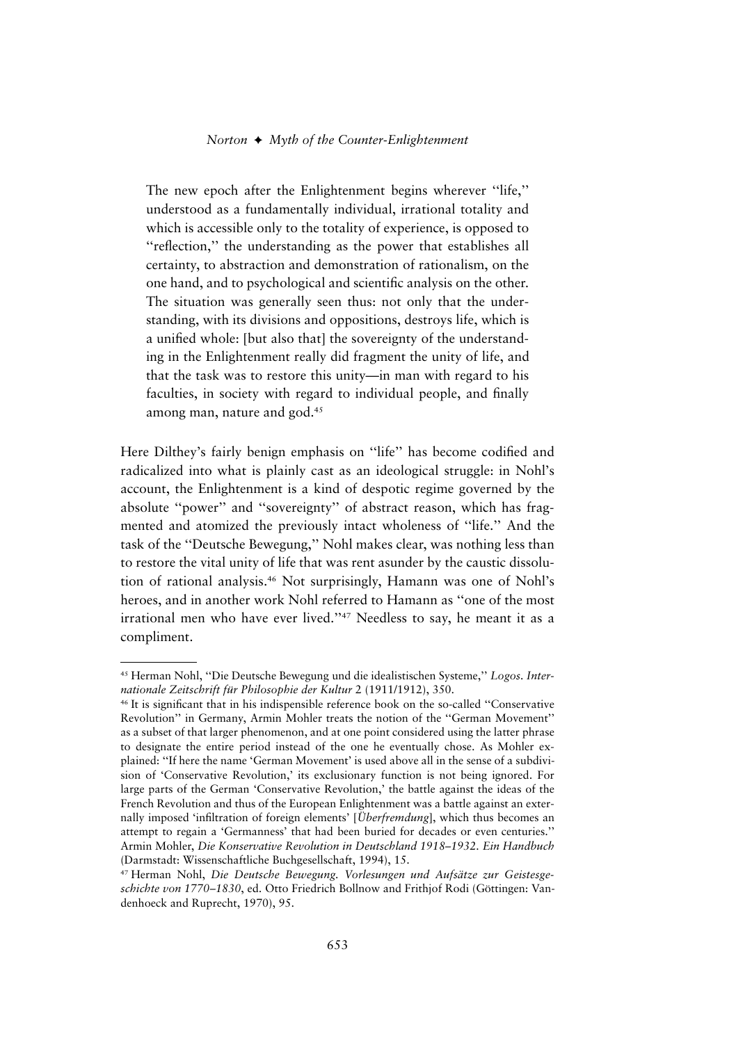> The new epoch after the Enlightenment begins wherever ''life,'' understood as a fundamentally individual, irrational totality and which is accessible only to the totality of experience, is opposed to ''reflection,'' the understanding as the power that establishes all certainty, to abstraction and demonstration of rationalism, on the one hand, and to psychological and scientific analysis on the other. The situation was generally seen thus: not only that the understanding, with its divisions and oppositions, destroys life, which is a unified whole: [but also that] the sovereignty of the understanding in the Enlightenment really did fragment the unity of life, and that the task was to restore this unity—in man with regard to his faculties, in society with regard to individual people, and finally among man, nature and god.[45]

Here Dilthey's fairly benign emphasis on ''life'' has become codified and radicalized into what is plainly cast as an ideological struggle: in Nohl's account, the Enlightenment is a kind of despotic regime governed by the absolute ''power'' and ''sovereignty'' of abstract reason, which has fragmented and atomized the previously intact wholeness of ''life.'' And the task of the ''Deutsche Bewegung,'' Nohl makes clear, was nothing less than to restore the vital unity of life that was rent asunder by the caustic dissolution of rational analysis.[46] Not surprisingly, Hamann was one of Nohl's heroes, and in another work Nohl referred to Hamann as ''one of the most irrational men who have ever lived.''[47] Needless to say, he meant it as a compliment.

---

[45] Herman Nohl, ''Die Deutsche Bewegung und die idealistischen Systeme,'' *Logos. Internationale Zeitschrift für Philosophie der Kultur* 2 (1911/1912), 350.

[46] It is significant that in his indispensible reference book on the so-called ''Conservative Revolution'' in Germany, Armin Mohler treats the notion of the ''German Movement'' as a subset of that larger phenomenon, and at one point considered using the latter phrase to designate the entire period instead of the one he eventually chose. As Mohler explained: ''If here the name 'German Movement' is used above all in the sense of a subdivision of 'Conservative Revolution,' its exclusionary function is not being ignored. For large parts of the German 'Conservative Revolution,' the battle against the ideas of the French Revolution and thus of the European Enlightenment was a battle against an externally imposed 'infiltration of foreign elements' [*Überfremdung*], which thus becomes an attempt to regain a 'Germanness' that had been buried for decades or even centuries.'' Armin Mohler, *Die Konservative Revolution in Deutschland 1918–1932. Ein Handbuch* (Darmstadt: Wissenschaftliche Buchgesellschaft, 1994), 15.

[47] Herman Nohl, *Die Deutsche Bewegung. Vorlesungen und Aufsätze zur Geistesgeschichte von 1770–1830*, ed. Otto Friedrich Bollnow and Frithjof Rodi (Göttingen: Vandenhoeck and Ruprecht, 1970), 95.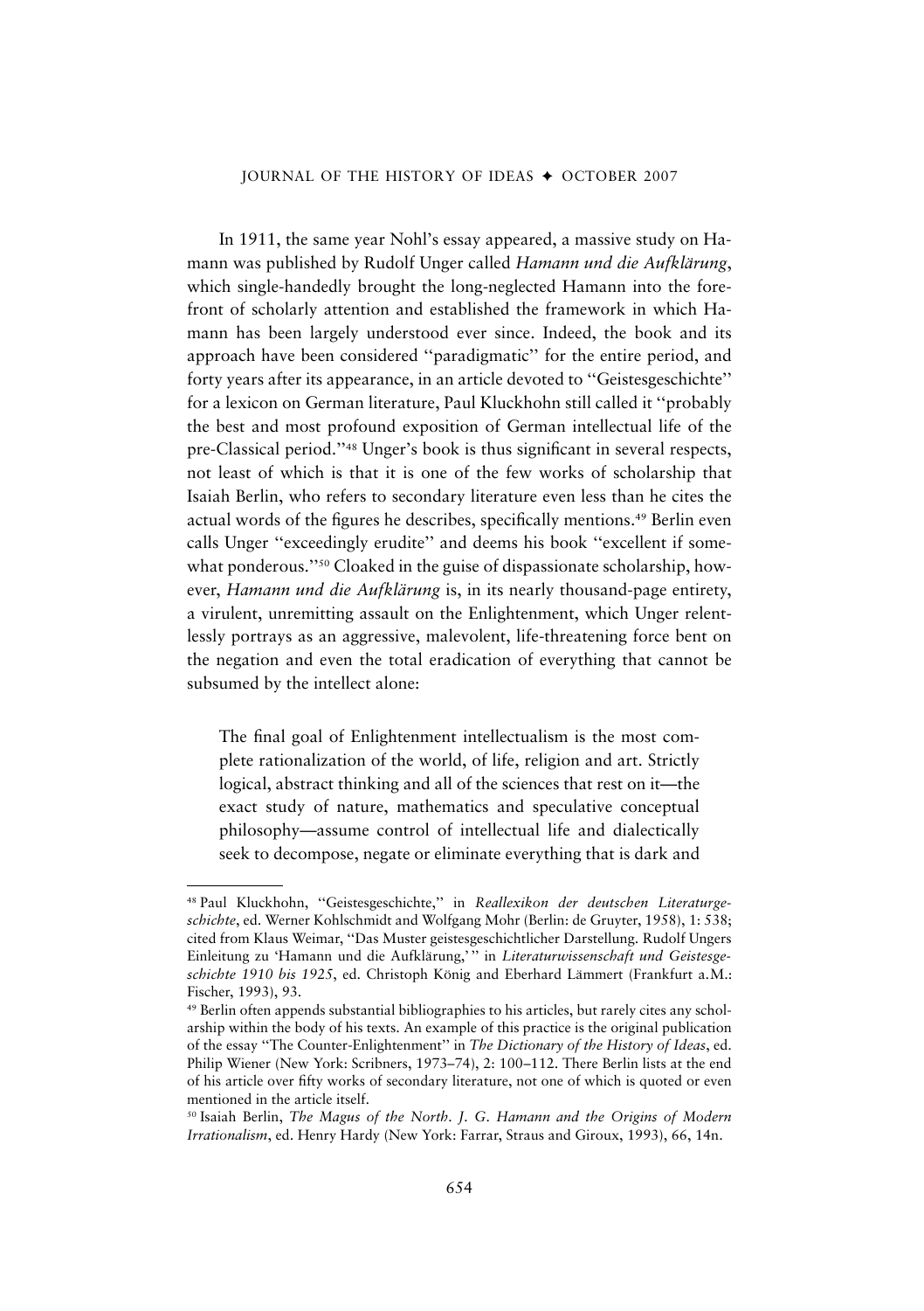In 1911, the same year Nohl's essay appeared, a massive study on Hamann was published by Rudolf Unger called *Hamann und die Aufklärung*, which single-handedly brought the long-neglected Hamann into the forefront of scholarly attention and established the framework in which Hamann has been largely understood ever since. Indeed, the book and its approach have been considered "paradigmatic" for the entire period, and forty years after its appearance, in an article devoted to "Geistesgeschichte" for a lexicon on German literature, Paul Kluckhohn still called it "probably the best and most profound exposition of German intellectual life of the pre-Classical period."[48] Unger's book is thus significant in several respects, not least of which is that it is one of the few works of scholarship that Isaiah Berlin, who refers to secondary literature even less than he cites the actual words of the figures he describes, specifically mentions.[49] Berlin even calls Unger "exceedingly erudite" and deems his book "excellent if somewhat ponderous."[50] Cloaked in the guise of dispassionate scholarship, however, *Hamann und die Aufklärung* is, in its nearly thousand-page entirety, a virulent, unremitting assault on the Enlightenment, which Unger relentlessly portrays as an aggressive, malevolent, life-threatening force bent on the negation and even the total eradication of everything that cannot be subsumed by the intellect alone:

> The final goal of Enlightenment intellectualism is the most complete rationalization of the world, of life, religion and art. Strictly logical, abstract thinking and all of the sciences that rest on it—the exact study of nature, mathematics and speculative conceptual philosophy—assume control of intellectual life and dialectically seek to decompose, negate or eliminate everything that is dark and

---

[48] Paul Kluckhohn, "Geistesgeschichte," in *Reallexikon der deutschen Literaturgeschichte*, ed. Werner Kohlschmidt and Wolfgang Mohr (Berlin: de Gruyter, 1958), 1: 538; cited from Klaus Weimar, "Das Muster geistesgeschichtlicher Darstellung. Rudolf Ungers Einleitung zu 'Hamann und die Aufklärung,'" in *Literaturwissenschaft und Geistesgeschichte 1910 bis 1925*, ed. Christoph König and Eberhard Lämmert (Frankfurt a.M.: Fischer, 1993), 93.

[49] Berlin often appends substantial bibliographies to his articles, but rarely cites any scholarship within the body of his texts. An example of this practice is the original publication of the essay "The Counter-Enlightenment" in *The Dictionary of the History of Ideas*, ed. Philip Wiener (New York: Scribners, 1973–74), 2: 100–112. There Berlin lists at the end of his article over fifty works of secondary literature, not one of which is quoted or even mentioned in the article itself.

[50] Isaiah Berlin, *The Magus of the North. J. G. Hamann and the Origins of Modern Irrationalism*, ed. Henry Hardy (New York: Farrar, Straus and Giroux, 1993), 66, 14n.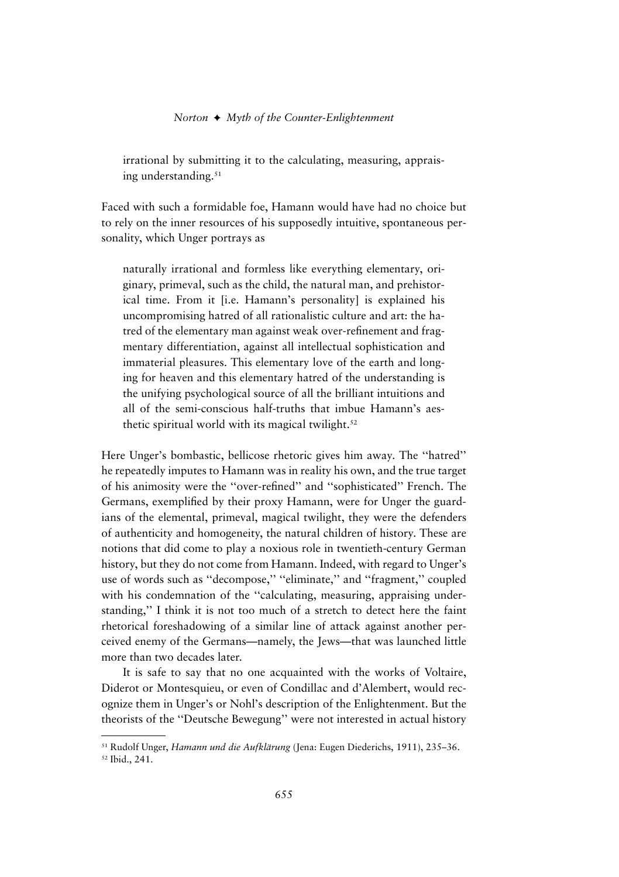irrational by submitting it to the calculating, measuring, appraising understanding.[51]

Faced with such a formidable foe, Hamann would have had no choice but to rely on the inner resources of his supposedly intuitive, spontaneous personality, which Unger portrays as

> naturally irrational and formless like everything elementary, originary, primeval, such as the child, the natural man, and prehistorical time. From it [i.e. Hamann's personality] is explained his uncompromising hatred of all rationalistic culture and art: the hatred of the elementary man against weak over-refinement and fragmentary differentiation, against all intellectual sophistication and immaterial pleasures. This elementary love of the earth and longing for heaven and this elementary hatred of the understanding is the unifying psychological source of all the brilliant intuitions and all of the semi-conscious half-truths that imbue Hamann's aesthetic spiritual world with its magical twilight.[52]

Here Unger's bombastic, bellicose rhetoric gives him away. The "hatred" he repeatedly imputes to Hamann was in reality his own, and the true target of his animosity were the "over-refined" and "sophisticated" French. The Germans, exemplified by their proxy Hamann, were for Unger the guardians of the elemental, primeval, magical twilight, they were the defenders of authenticity and homogeneity, the natural children of history. These are notions that did come to play a noxious role in twentieth-century German history, but they do not come from Hamann. Indeed, with regard to Unger's use of words such as "decompose," "eliminate," and "fragment," coupled with his condemnation of the "calculating, measuring, appraising understanding," I think it is not too much of a stretch to detect here the faint rhetorical foreshadowing of a similar line of attack against another perceived enemy of the Germans—namely, the Jews—that was launched little more than two decades later.

It is safe to say that no one acquainted with the works of Voltaire, Diderot or Montesquieu, or even of Condillac and d'Alembert, would recognize them in Unger's or Nohl's description of the Enlightenment. But the theorists of the "Deutsche Bewegung" were not interested in actual history

---

[51] Rudolf Unger, *Hamann und die Aufklärung* (Jena: Eugen Diederichs, 1911), 235–36.

[52] Ibid., 241.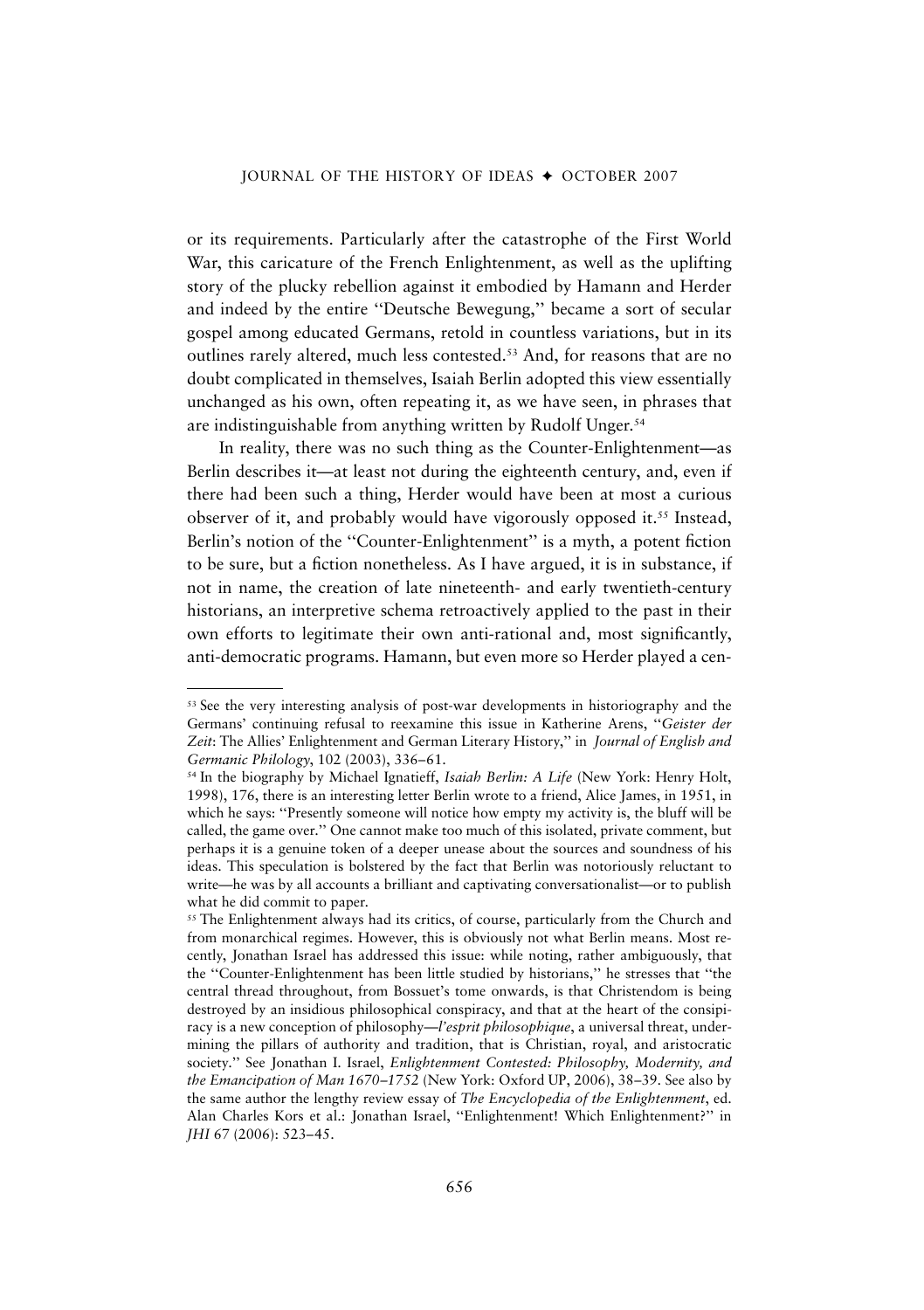or its requirements. Particularly after the catastrophe of the First World War, this caricature of the French Enlightenment, as well as the uplifting story of the plucky rebellion against it embodied by Hamann and Herder and indeed by the entire ''Deutsche Bewegung,'' became a sort of secular gospel among educated Germans, retold in countless variations, but in its outlines rarely altered, much less contested.[53] And, for reasons that are no doubt complicated in themselves, Isaiah Berlin adopted this view essentially unchanged as his own, often repeating it, as we have seen, in phrases that are indistinguishable from anything written by Rudolf Unger.[54]

In reality, there was no such thing as the Counter-Enlightenment—as Berlin describes it—at least not during the eighteenth century, and, even if there had been such a thing, Herder would have been at most a curious observer of it, and probably would have vigorously opposed it.[55] Instead, Berlin's notion of the ''Counter-Enlightenment'' is a myth, a potent fiction to be sure, but a fiction nonetheless. As I have argued, it is in substance, if not in name, the creation of late nineteenth- and early twentieth-century historians, an interpretive schema retroactively applied to the past in their own efforts to legitimate their own anti-rational and, most significantly, anti-democratic programs. Hamann, but even more so Herder played a cen-

---

[53] See the very interesting analysis of post-war developments in historiography and the Germans' continuing refusal to reexamine this issue in Katherine Arens, ''*Geister der Zeit*: The Allies' Enlightenment and German Literary History,'' in *Journal of English and Germanic Philology*, 102 (2003), 336–61.

[54] In the biography by Michael Ignatieff, *Isaiah Berlin: A Life* (New York: Henry Holt, 1998), 176, there is an interesting letter Berlin wrote to a friend, Alice James, in 1951, in which he says: ''Presently someone will notice how empty my activity is, the bluff will be called, the game over.'' One cannot make too much of this isolated, private comment, but perhaps it is a genuine token of a deeper unease about the sources and soundness of his ideas. This speculation is bolstered by the fact that Berlin was notoriously reluctant to write—he was by all accounts a brilliant and captivating conversationalist—or to publish what he did commit to paper.

[55] The Enlightenment always had its critics, of course, particularly from the Church and from monarchical regimes. However, this is obviously not what Berlin means. Most recently, Jonathan Israel has addressed this issue: while noting, rather ambiguously, that the ''Counter-Enlightenment has been little studied by historians,'' he stresses that ''the central thread throughout, from Bossuet's tome onwards, is that Christendom is being destroyed by an insidious philosophical conspiracy, and that at the heart of the consipiracy is a new conception of philosophy—*l'esprit philosophique*, a universal threat, undermining the pillars of authority and tradition, that is Christian, royal, and aristocratic society.'' See Jonathan I. Israel, *Enlightenment Contested: Philosophy, Modernity, and the Emancipation of Man 1670–1752* (New York: Oxford UP, 2006), 38–39. See also by the same author the lengthy review essay of *The Encyclopedia of the Enlightenment*, ed. Alan Charles Kors et al.: Jonathan Israel, ''Enlightenment! Which Enlightenment?'' in *JHI* 67 (2006): 523–45.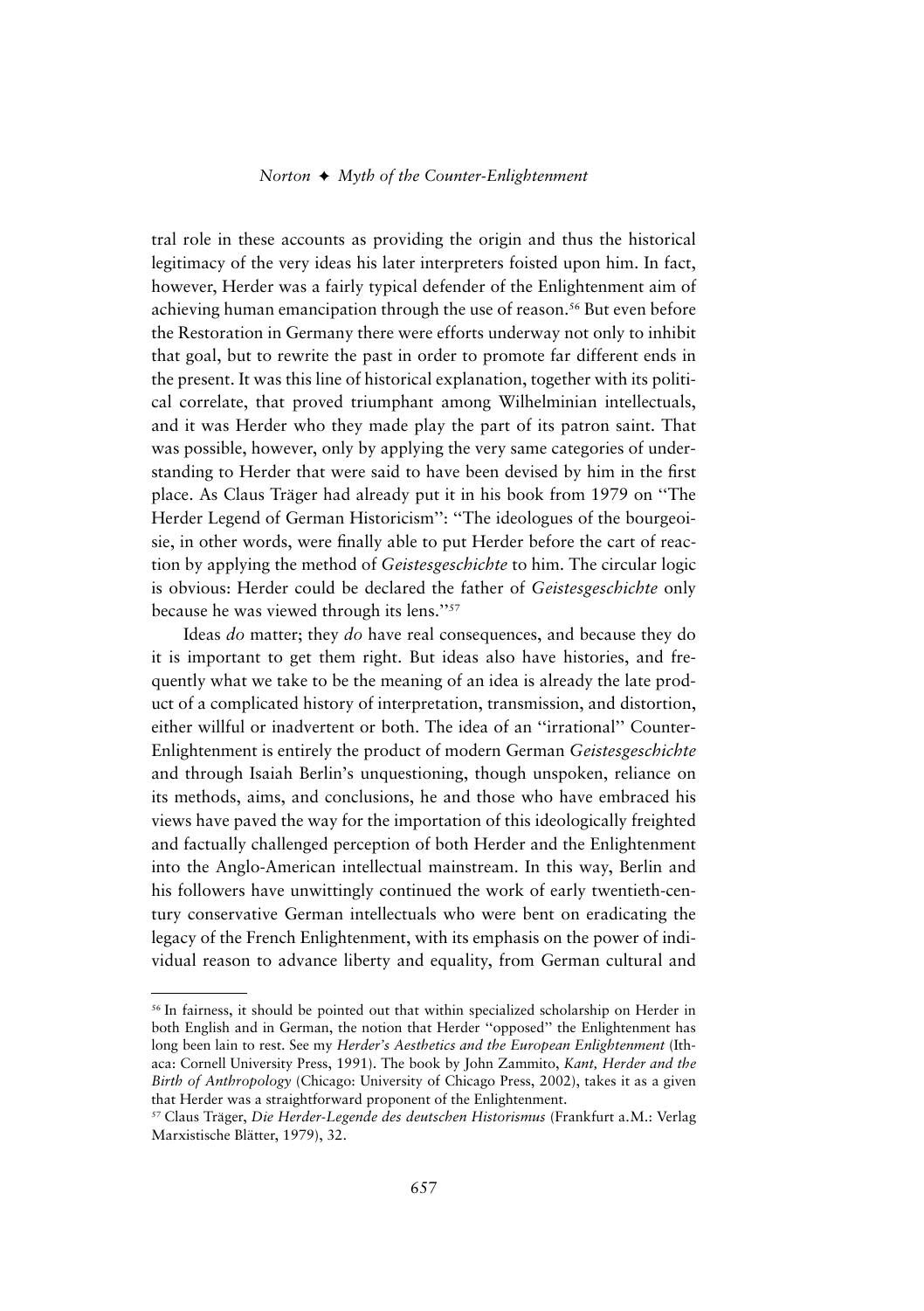tral role in these accounts as providing the origin and thus the historical legitimacy of the very ideas his later interpreters foisted upon him. In fact, however, Herder was a fairly typical defender of the Enlightenment aim of achieving human emancipation through the use of reason.[56] But even before the Restoration in Germany there were efforts underway not only to inhibit that goal, but to rewrite the past in order to promote far different ends in the present. It was this line of historical explanation, together with its political correlate, that proved triumphant among Wilhelminian intellectuals, and it was Herder who they made play the part of its patron saint. That was possible, however, only by applying the very same categories of understanding to Herder that were said to have been devised by him in the first place. As Claus Träger had already put it in his book from 1979 on "The Herder Legend of German Historicism": "The ideologues of the bourgeoisie, in other words, were finally able to put Herder before the cart of reaction by applying the method of *Geistesgeschichte* to him. The circular logic is obvious: Herder could be declared the father of *Geistesgeschichte* only because he was viewed through its lens."[57]

Ideas *do* matter; they *do* have real consequences, and because they do it is important to get them right. But ideas also have histories, and frequently what we take to be the meaning of an idea is already the late product of a complicated history of interpretation, transmission, and distortion, either willful or inadvertent or both. The idea of an "irrational" Counter-Enlightenment is entirely the product of modern German *Geistesgeschichte* and through Isaiah Berlin's unquestioning, though unspoken, reliance on its methods, aims, and conclusions, he and those who have embraced his views have paved the way for the importation of this ideologically freighted and factually challenged perception of both Herder and the Enlightenment into the Anglo-American intellectual mainstream. In this way, Berlin and his followers have unwittingly continued the work of early twentieth-century conservative German intellectuals who were bent on eradicating the legacy of the French Enlightenment, with its emphasis on the power of individual reason to advance liberty and equality, from German cultural and

---

[56] In fairness, it should be pointed out that within specialized scholarship on Herder in both English and in German, the notion that Herder "opposed" the Enlightenment has long been lain to rest. See my *Herder's Aesthetics and the European Enlightenment* (Ithaca: Cornell University Press, 1991). The book by John Zammito, *Kant, Herder and the Birth of Anthropology* (Chicago: University of Chicago Press, 2002), takes it as a given that Herder was a straightforward proponent of the Enlightenment.

[57] Claus Träger, *Die Herder-Legende des deutschen Historismus* (Frankfurt a.M.: Verlag Marxistische Blätter, 1979), 32.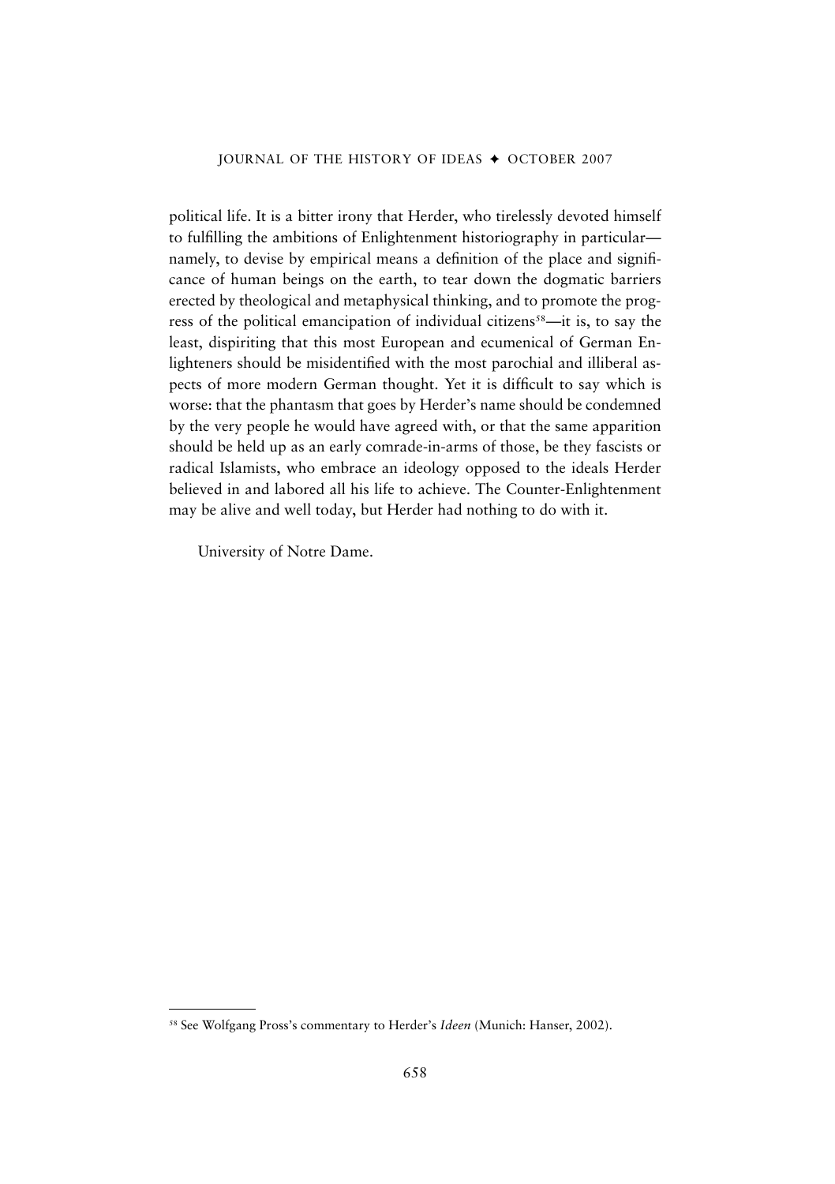political life. It is a bitter irony that Herder, who tirelessly devoted himself to fulfilling the ambitions of Enlightenment historiography in particular—namely, to devise by empirical means a definition of the place and significance of human beings on the earth, to tear down the dogmatic barriers erected by theological and metaphysical thinking, and to promote the progress of the political emancipation of individual citizens[58]—it is, to say the least, dispiriting that this most European and ecumenical of German Enlighteners should be misidentified with the most parochial and illiberal aspects of more modern German thought. Yet it is difficult to say which is worse: that the phantasm that goes by Herder's name should be condemned by the very people he would have agreed with, or that the same apparition should be held up as an early comrade-in-arms of those, be they fascists or radical Islamists, who embrace an ideology opposed to the ideals Herder believed in and labored all his life to achieve. The Counter-Enlightenment may be alive and well today, but Herder had nothing to do with it.

University of Notre Dame.

---

[58] See Wolfgang Pross's commentary to Herder's *Ideen* (Munich: Hanser, 2002).